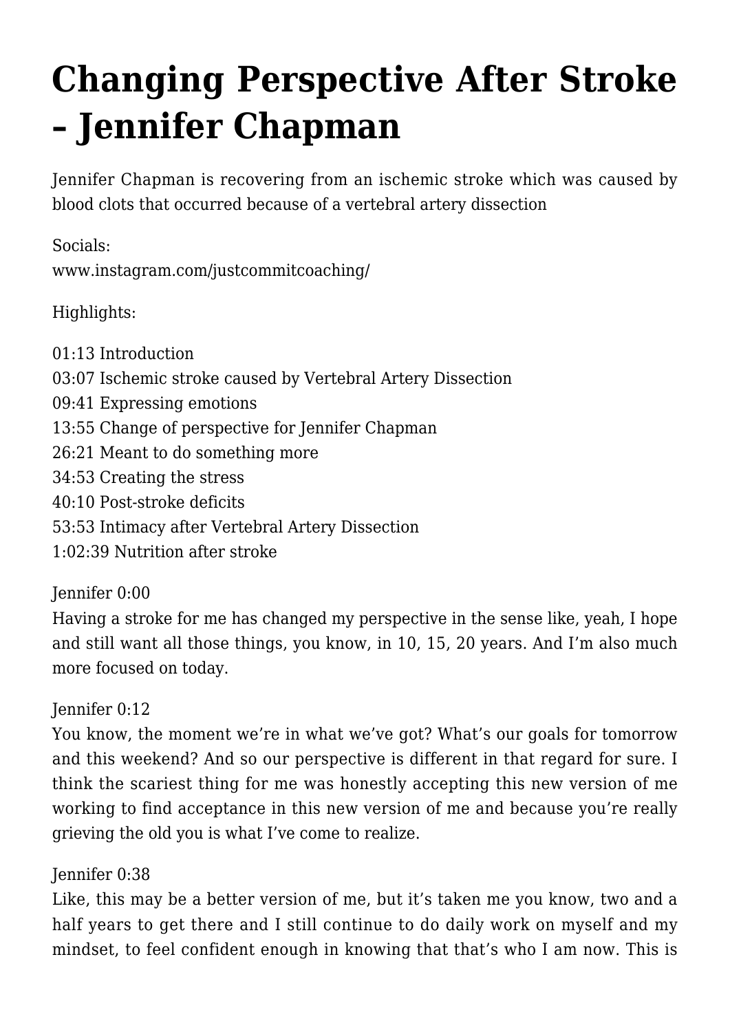# Changing Perspective After Stroke – Jennifer Chapman

Jennifer Chapman is recovering from an ischemic stroke which was caused by blood clots that occurred because of a vertebral artery dissection

Socials:
www.instagram.com/justcommitcoaching/

Highlights:

01:13 Introduction
03:07 Ischemic stroke caused by Vertebral Artery Dissection
09:41 Expressing emotions
13:55 Change of perspective for Jennifer Chapman
26:21 Meant to do something more
34:53 Creating the stress
40:10 Post-stroke deficits
53:53 Intimacy after Vertebral Artery Dissection
1:02:39 Nutrition after stroke

Jennifer 0:00
Having a stroke for me has changed my perspective in the sense like, yeah, I hope and still want all those things, you know, in 10, 15, 20 years. And I'm also much more focused on today.

Jennifer 0:12
You know, the moment we're in what we've got? What's our goals for tomorrow and this weekend? And so our perspective is different in that regard for sure. I think the scariest thing for me was honestly accepting this new version of me working to find acceptance in this new version of me and because you're really grieving the old you is what I've come to realize.

Jennifer 0:38
Like, this may be a better version of me, but it's taken me you know, two and a half years to get there and I still continue to do daily work on myself and my mindset, to feel confident enough in knowing that that's who I am now. This is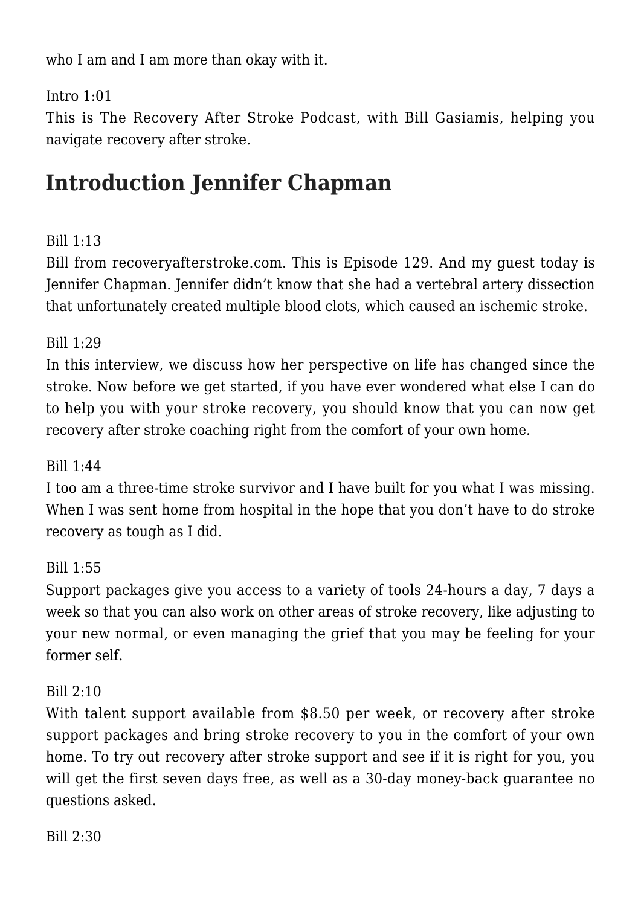who I am and I am more than okay with it.

Intro 1:01
This is The Recovery After Stroke Podcast, with Bill Gasiamis, helping you navigate recovery after stroke.

## Introduction Jennifer Chapman

Bill 1:13
Bill from recoveryafterstroke.com. This is Episode 129. And my guest today is Jennifer Chapman. Jennifer didn't know that she had a vertebral artery dissection that unfortunately created multiple blood clots, which caused an ischemic stroke.

Bill 1:29
In this interview, we discuss how her perspective on life has changed since the stroke. Now before we get started, if you have ever wondered what else I can do to help you with your stroke recovery, you should know that you can now get recovery after stroke coaching right from the comfort of your own home.

Bill 1:44
I too am a three-time stroke survivor and I have built for you what I was missing. When I was sent home from hospital in the hope that you don't have to do stroke recovery as tough as I did.

Bill 1:55
Support packages give you access to a variety of tools 24-hours a day, 7 days a week so that you can also work on other areas of stroke recovery, like adjusting to your new normal, or even managing the grief that you may be feeling for your former self.

Bill 2:10
With talent support available from $8.50 per week, or recovery after stroke support packages and bring stroke recovery to you in the comfort of your own home. To try out recovery after stroke support and see if it is right for you, you will get the first seven days free, as well as a 30-day money-back guarantee no questions asked.

Bill 2:30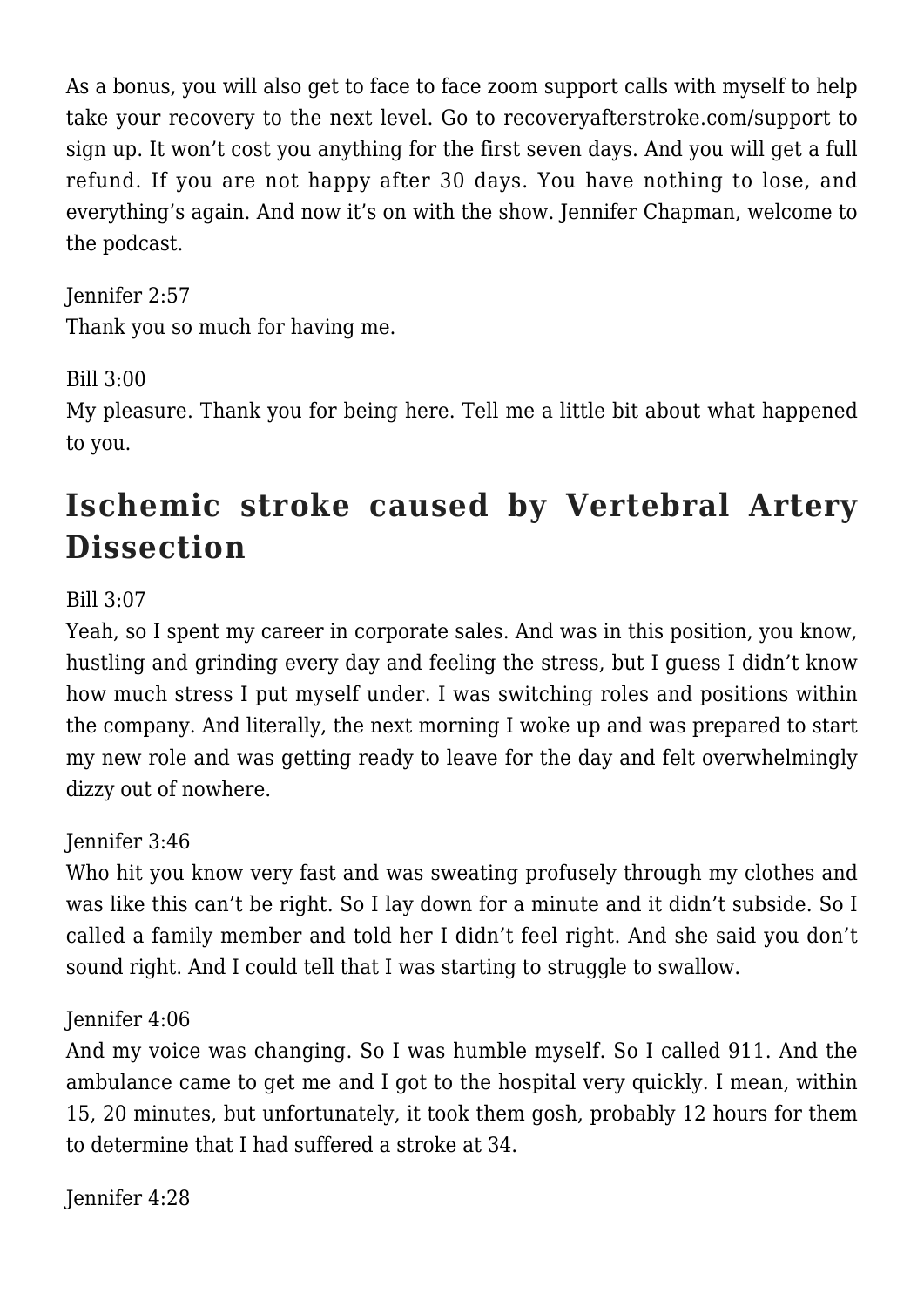As a bonus, you will also get to face to face zoom support calls with myself to help take your recovery to the next level. Go to recoveryafterstroke.com/support to sign up. It won't cost you anything for the first seven days. And you will get a full refund. If you are not happy after 30 days. You have nothing to lose, and everything's again. And now it's on with the show. Jennifer Chapman, welcome to the podcast.

Jennifer 2:57
Thank you so much for having me.

Bill 3:00
My pleasure. Thank you for being here. Tell me a little bit about what happened to you.

## Ischemic stroke caused by Vertebral Artery Dissection

Bill 3:07
Yeah, so I spent my career in corporate sales. And was in this position, you know, hustling and grinding every day and feeling the stress, but I guess I didn't know how much stress I put myself under. I was switching roles and positions within the company. And literally, the next morning I woke up and was prepared to start my new role and was getting ready to leave for the day and felt overwhelmingly dizzy out of nowhere.

Jennifer 3:46
Who hit you know very fast and was sweating profusely through my clothes and was like this can't be right. So I lay down for a minute and it didn't subside. So I called a family member and told her I didn't feel right. And she said you don't sound right. And I could tell that I was starting to struggle to swallow.

Jennifer 4:06
And my voice was changing. So I was humble myself. So I called 911. And the ambulance came to get me and I got to the hospital very quickly. I mean, within 15, 20 minutes, but unfortunately, it took them gosh, probably 12 hours for them to determine that I had suffered a stroke at 34.

Jennifer 4:28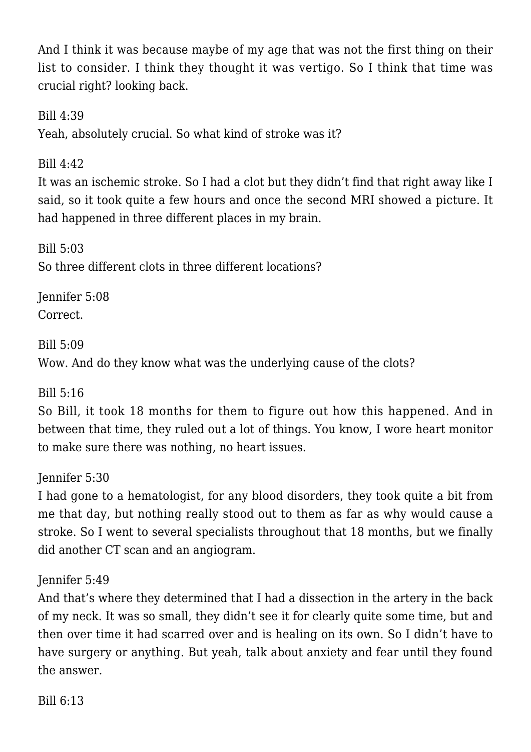And I think it was because maybe of my age that was not the first thing on their list to consider. I think they thought it was vertigo. So I think that time was crucial right? looking back.

Bill 4:39
Yeah, absolutely crucial. So what kind of stroke was it?

Bill 4:42
It was an ischemic stroke. So I had a clot but they didn't find that right away like I said, so it took quite a few hours and once the second MRI showed a picture. It had happened in three different places in my brain.

Bill 5:03
So three different clots in three different locations?

Jennifer 5:08
Correct.

Bill 5:09
Wow. And do they know what was the underlying cause of the clots?

Bill 5:16
So Bill, it took 18 months for them to figure out how this happened. And in between that time, they ruled out a lot of things. You know, I wore heart monitor to make sure there was nothing, no heart issues.

Jennifer 5:30
I had gone to a hematologist, for any blood disorders, they took quite a bit from me that day, but nothing really stood out to them as far as why would cause a stroke. So I went to several specialists throughout that 18 months, but we finally did another CT scan and an angiogram.

Jennifer 5:49
And that's where they determined that I had a dissection in the artery in the back of my neck. It was so small, they didn't see it for clearly quite some time, but and then over time it had scarred over and is healing on its own. So I didn't have to have surgery or anything. But yeah, talk about anxiety and fear until they found the answer.

Bill 6:13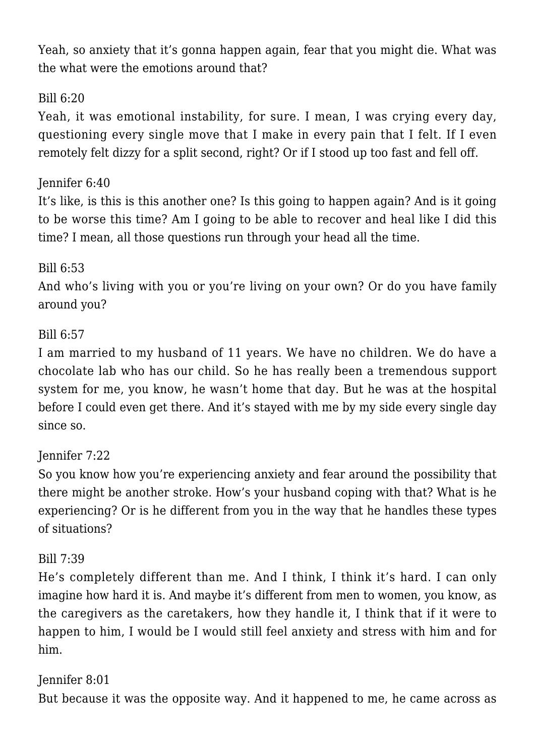Yeah, so anxiety that it's gonna happen again, fear that you might die. What was the what were the emotions around that?

Bill 6:20

Yeah, it was emotional instability, for sure. I mean, I was crying every day, questioning every single move that I make in every pain that I felt. If I even remotely felt dizzy for a split second, right? Or if I stood up too fast and fell off.

Jennifer 6:40

It's like, is this is this another one? Is this going to happen again? And is it going to be worse this time? Am I going to be able to recover and heal like I did this time? I mean, all those questions run through your head all the time.

Bill 6:53

And who's living with you or you're living on your own? Or do you have family around you?

Bill 6:57

I am married to my husband of 11 years. We have no children. We do have a chocolate lab who has our child. So he has really been a tremendous support system for me, you know, he wasn't home that day. But he was at the hospital before I could even get there. And it's stayed with me by my side every single day since so.

Jennifer 7:22

So you know how you're experiencing anxiety and fear around the possibility that there might be another stroke. How's your husband coping with that? What is he experiencing? Or is he different from you in the way that he handles these types of situations?

Bill 7:39

He's completely different than me. And I think, I think it's hard. I can only imagine how hard it is. And maybe it's different from men to women, you know, as the caregivers as the caretakers, how they handle it, I think that if it were to happen to him, I would be I would still feel anxiety and stress with him and for him.

Jennifer 8:01

But because it was the opposite way. And it happened to me, he came across as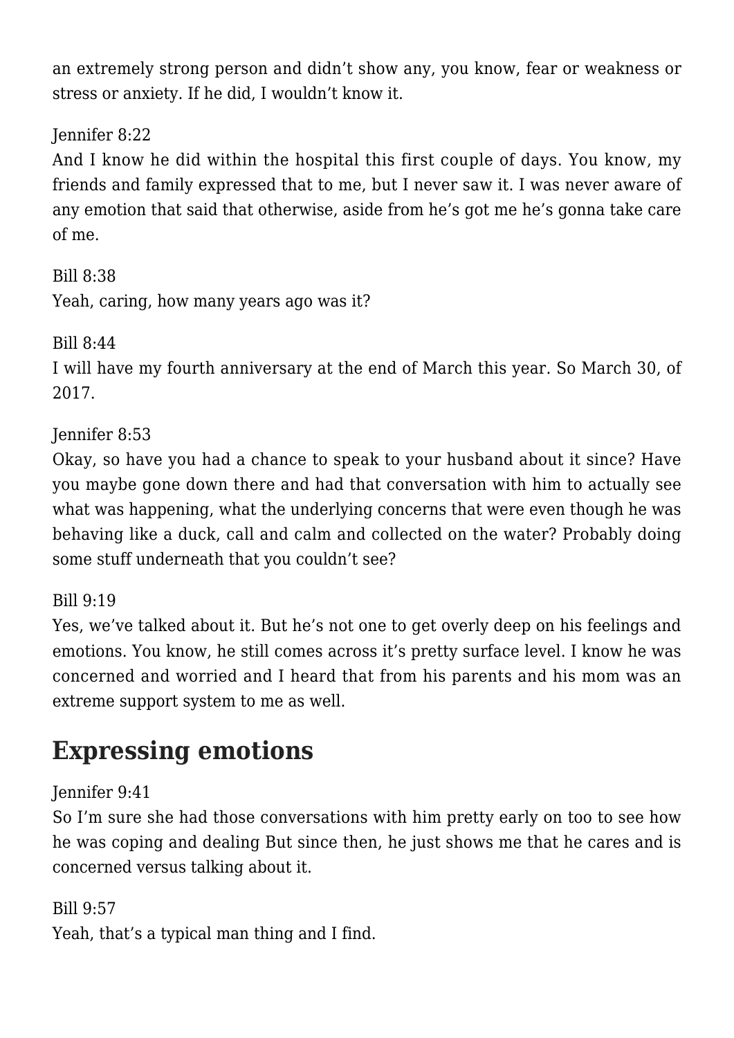an extremely strong person and didn't show any, you know, fear or weakness or stress or anxiety. If he did, I wouldn't know it.

Jennifer 8:22
And I know he did within the hospital this first couple of days. You know, my friends and family expressed that to me, but I never saw it. I was never aware of any emotion that said that otherwise, aside from he's got me he's gonna take care of me.

Bill 8:38
Yeah, caring, how many years ago was it?

Bill 8:44
I will have my fourth anniversary at the end of March this year. So March 30, of 2017.

Jennifer 8:53
Okay, so have you had a chance to speak to your husband about it since? Have you maybe gone down there and had that conversation with him to actually see what was happening, what the underlying concerns that were even though he was behaving like a duck, call and calm and collected on the water? Probably doing some stuff underneath that you couldn't see?

Bill 9:19
Yes, we've talked about it. But he's not one to get overly deep on his feelings and emotions. You know, he still comes across it's pretty surface level. I know he was concerned and worried and I heard that from his parents and his mom was an extreme support system to me as well.

## Expressing emotions

Jennifer 9:41
So I'm sure she had those conversations with him pretty early on too to see how he was coping and dealing But since then, he just shows me that he cares and is concerned versus talking about it.

Bill 9:57
Yeah, that's a typical man thing and I find.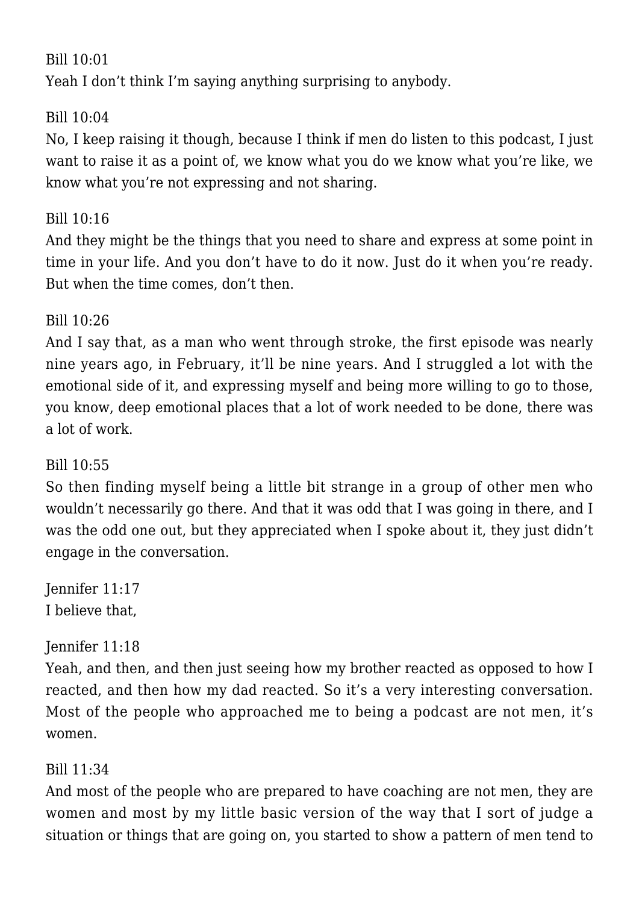Bill 10:01
Yeah I don't think I'm saying anything surprising to anybody.

Bill 10:04
No, I keep raising it though, because I think if men do listen to this podcast, I just want to raise it as a point of, we know what you do we know what you're like, we know what you're not expressing and not sharing.

Bill 10:16
And they might be the things that you need to share and express at some point in time in your life. And you don't have to do it now. Just do it when you're ready. But when the time comes, don't then.

Bill 10:26
And I say that, as a man who went through stroke, the first episode was nearly nine years ago, in February, it'll be nine years. And I struggled a lot with the emotional side of it, and expressing myself and being more willing to go to those, you know, deep emotional places that a lot of work needed to be done, there was a lot of work.

Bill 10:55
So then finding myself being a little bit strange in a group of other men who wouldn't necessarily go there. And that it was odd that I was going in there, and I was the odd one out, but they appreciated when I spoke about it, they just didn't engage in the conversation.

Jennifer 11:17
I believe that,

Jennifer 11:18
Yeah, and then, and then just seeing how my brother reacted as opposed to how I reacted, and then how my dad reacted. So it's a very interesting conversation. Most of the people who approached me to being a podcast are not men, it's women.

Bill 11:34
And most of the people who are prepared to have coaching are not men, they are women and most by my little basic version of the way that I sort of judge a situation or things that are going on, you started to show a pattern of men tend to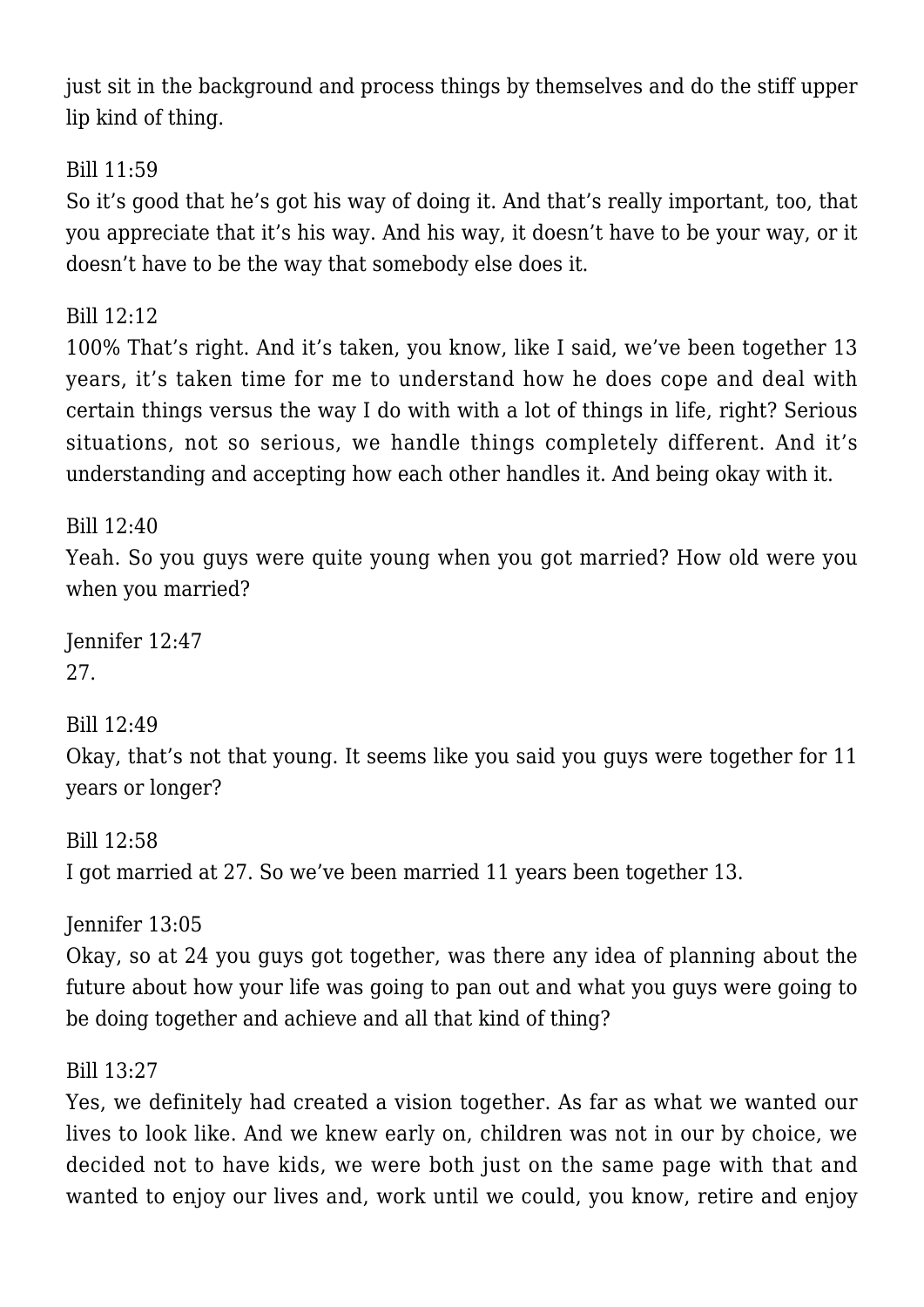just sit in the background and process things by themselves and do the stiff upper lip kind of thing.

Bill 11:59
So it's good that he's got his way of doing it. And that's really important, too, that you appreciate that it's his way. And his way, it doesn't have to be your way, or it doesn't have to be the way that somebody else does it.

Bill 12:12
100% That's right. And it's taken, you know, like I said, we've been together 13 years, it's taken time for me to understand how he does cope and deal with certain things versus the way I do with with a lot of things in life, right? Serious situations, not so serious, we handle things completely different. And it's understanding and accepting how each other handles it. And being okay with it.

Bill 12:40
Yeah. So you guys were quite young when you got married? How old were you when you married?

Jennifer 12:47
27.

Bill 12:49
Okay, that's not that young. It seems like you said you guys were together for 11 years or longer?

Bill 12:58
I got married at 27. So we've been married 11 years been together 13.

Jennifer 13:05
Okay, so at 24 you guys got together, was there any idea of planning about the future about how your life was going to pan out and what you guys were going to be doing together and achieve and all that kind of thing?

Bill 13:27
Yes, we definitely had created a vision together. As far as what we wanted our lives to look like. And we knew early on, children was not in our by choice, we decided not to have kids, we were both just on the same page with that and wanted to enjoy our lives and, work until we could, you know, retire and enjoy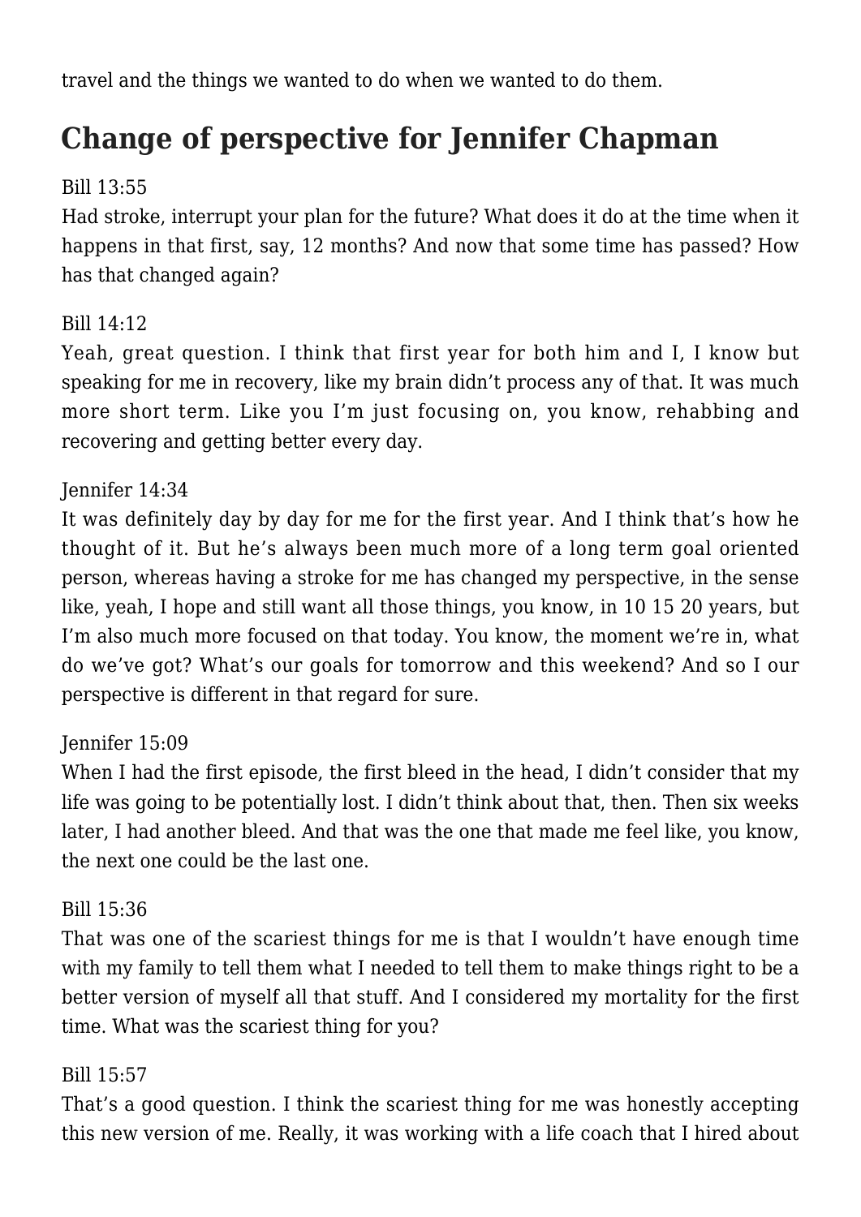travel and the things we wanted to do when we wanted to do them.

## Change of perspective for Jennifer Chapman

Bill 13:55
Had stroke, interrupt your plan for the future? What does it do at the time when it happens in that first, say, 12 months? And now that some time has passed? How has that changed again?

Bill 14:12
Yeah, great question. I think that first year for both him and I, I know but speaking for me in recovery, like my brain didn't process any of that. It was much more short term. Like you I'm just focusing on, you know, rehabbing and recovering and getting better every day.

Jennifer 14:34
It was definitely day by day for me for the first year. And I think that's how he thought of it. But he's always been much more of a long term goal oriented person, whereas having a stroke for me has changed my perspective, in the sense like, yeah, I hope and still want all those things, you know, in 10 15 20 years, but I'm also much more focused on that today. You know, the moment we're in, what do we've got? What's our goals for tomorrow and this weekend? And so I our perspective is different in that regard for sure.

Jennifer 15:09
When I had the first episode, the first bleed in the head, I didn't consider that my life was going to be potentially lost. I didn't think about that, then. Then six weeks later, I had another bleed. And that was the one that made me feel like, you know, the next one could be the last one.

Bill 15:36
That was one of the scariest things for me is that I wouldn't have enough time with my family to tell them what I needed to tell them to make things right to be a better version of myself all that stuff. And I considered my mortality for the first time. What was the scariest thing for you?

Bill 15:57
That's a good question. I think the scariest thing for me was honestly accepting this new version of me. Really, it was working with a life coach that I hired about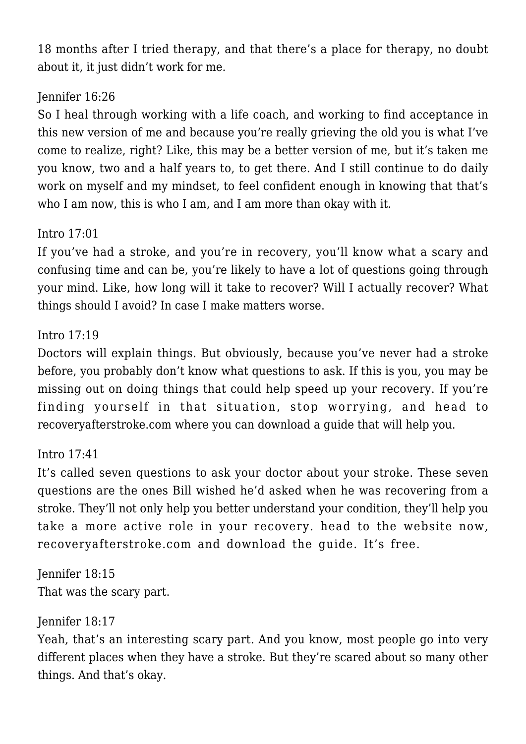18 months after I tried therapy, and that there's a place for therapy, no doubt about it, it just didn't work for me.

Jennifer 16:26
So I heal through working with a life coach, and working to find acceptance in this new version of me and because you're really grieving the old you is what I've come to realize, right? Like, this may be a better version of me, but it's taken me you know, two and a half years to, to get there. And I still continue to do daily work on myself and my mindset, to feel confident enough in knowing that that's who I am now, this is who I am, and I am more than okay with it.

Intro 17:01
If you've had a stroke, and you're in recovery, you'll know what a scary and confusing time and can be, you're likely to have a lot of questions going through your mind. Like, how long will it take to recover? Will I actually recover? What things should I avoid? In case I make matters worse.

Intro 17:19
Doctors will explain things. But obviously, because you've never had a stroke before, you probably don't know what questions to ask. If this is you, you may be missing out on doing things that could help speed up your recovery. If you're finding yourself in that situation, stop worrying, and head to recoveryafterstroke.com where you can download a guide that will help you.

Intro 17:41
It's called seven questions to ask your doctor about your stroke. These seven questions are the ones Bill wished he'd asked when he was recovering from a stroke. They'll not only help you better understand your condition, they'll help you take a more active role in your recovery. head to the website now, recoveryafterstroke.com and download the guide. It's free.

Jennifer 18:15
That was the scary part.

Jennifer 18:17
Yeah, that's an interesting scary part. And you know, most people go into very different places when they have a stroke. But they're scared about so many other things. And that's okay.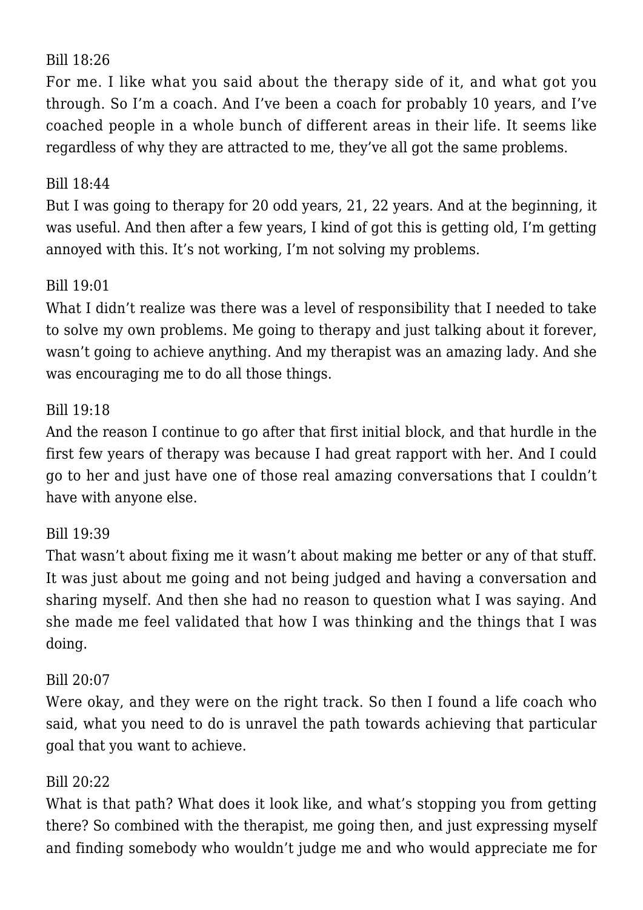Bill 18:26

For me. I like what you said about the therapy side of it, and what got you through. So I'm a coach. And I've been a coach for probably 10 years, and I've coached people in a whole bunch of different areas in their life. It seems like regardless of why they are attracted to me, they've all got the same problems.

Bill 18:44

But I was going to therapy for 20 odd years, 21, 22 years. And at the beginning, it was useful. And then after a few years, I kind of got this is getting old, I'm getting annoyed with this. It's not working, I'm not solving my problems.

Bill 19:01

What I didn't realize was there was a level of responsibility that I needed to take to solve my own problems. Me going to therapy and just talking about it forever, wasn't going to achieve anything. And my therapist was an amazing lady. And she was encouraging me to do all those things.

Bill 19:18

And the reason I continue to go after that first initial block, and that hurdle in the first few years of therapy was because I had great rapport with her. And I could go to her and just have one of those real amazing conversations that I couldn't have with anyone else.

Bill 19:39

That wasn't about fixing me it wasn't about making me better or any of that stuff. It was just about me going and not being judged and having a conversation and sharing myself. And then she had no reason to question what I was saying. And she made me feel validated that how I was thinking and the things that I was doing.

Bill 20:07

Were okay, and they were on the right track. So then I found a life coach who said, what you need to do is unravel the path towards achieving that particular goal that you want to achieve.

Bill 20:22

What is that path? What does it look like, and what's stopping you from getting there? So combined with the therapist, me going then, and just expressing myself and finding somebody who wouldn't judge me and who would appreciate me for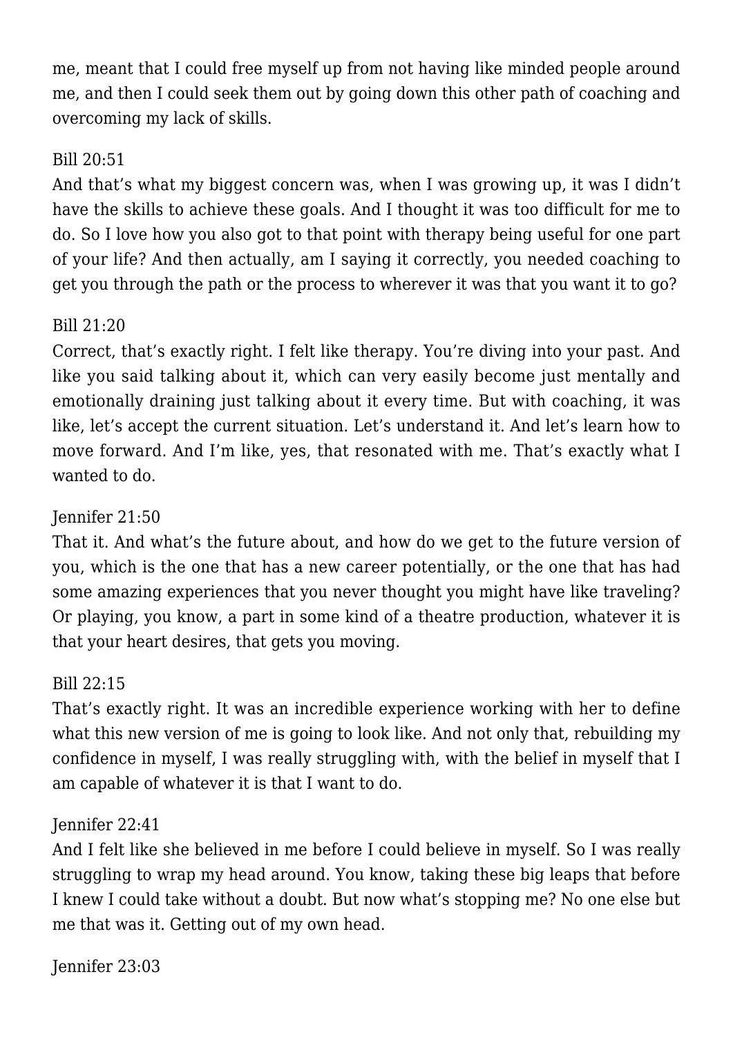me, meant that I could free myself up from not having like minded people around me, and then I could seek them out by going down this other path of coaching and overcoming my lack of skills.

Bill 20:51

And that's what my biggest concern was, when I was growing up, it was I didn't have the skills to achieve these goals. And I thought it was too difficult for me to do. So I love how you also got to that point with therapy being useful for one part of your life? And then actually, am I saying it correctly, you needed coaching to get you through the path or the process to wherever it was that you want it to go?

Bill 21:20

Correct, that's exactly right. I felt like therapy. You're diving into your past. And like you said talking about it, which can very easily become just mentally and emotionally draining just talking about it every time. But with coaching, it was like, let's accept the current situation. Let's understand it. And let's learn how to move forward. And I'm like, yes, that resonated with me. That's exactly what I wanted to do.

Jennifer 21:50

That it. And what's the future about, and how do we get to the future version of you, which is the one that has a new career potentially, or the one that has had some amazing experiences that you never thought you might have like traveling? Or playing, you know, a part in some kind of a theatre production, whatever it is that your heart desires, that gets you moving.

Bill 22:15

That's exactly right. It was an incredible experience working with her to define what this new version of me is going to look like. And not only that, rebuilding my confidence in myself, I was really struggling with, with the belief in myself that I am capable of whatever it is that I want to do.

Jennifer 22:41

And I felt like she believed in me before I could believe in myself. So I was really struggling to wrap my head around. You know, taking these big leaps that before I knew I could take without a doubt. But now what's stopping me? No one else but me that was it. Getting out of my own head.

Jennifer 23:03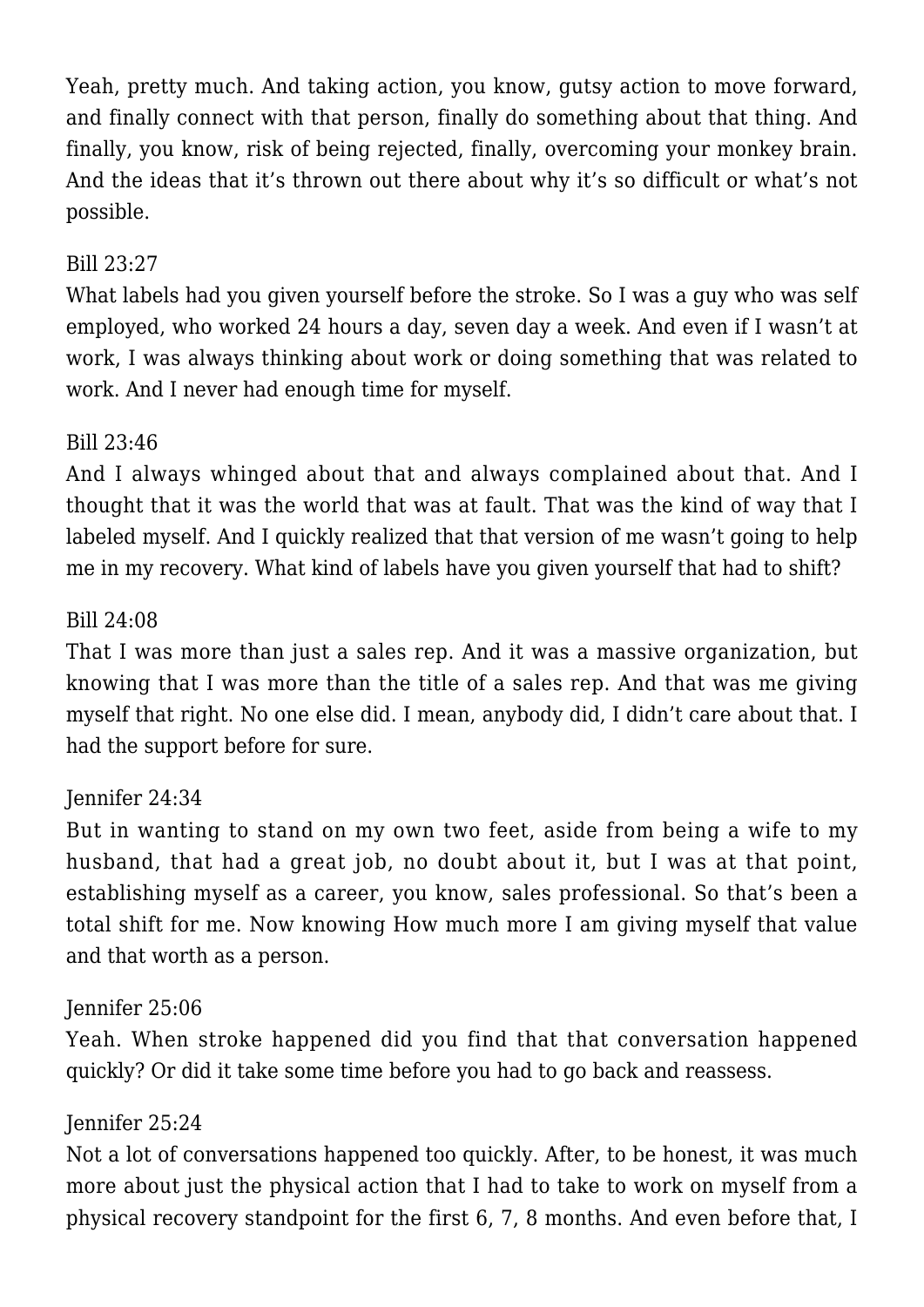Yeah, pretty much. And taking action, you know, gutsy action to move forward, and finally connect with that person, finally do something about that thing. And finally, you know, risk of being rejected, finally, overcoming your monkey brain. And the ideas that it's thrown out there about why it's so difficult or what's not possible.

Bill 23:27

What labels had you given yourself before the stroke. So I was a guy who was self employed, who worked 24 hours a day, seven day a week. And even if I wasn't at work, I was always thinking about work or doing something that was related to work. And I never had enough time for myself.

Bill 23:46

And I always whinged about that and always complained about that. And I thought that it was the world that was at fault. That was the kind of way that I labeled myself. And I quickly realized that that version of me wasn't going to help me in my recovery. What kind of labels have you given yourself that had to shift?

Bill 24:08

That I was more than just a sales rep. And it was a massive organization, but knowing that I was more than the title of a sales rep. And that was me giving myself that right. No one else did. I mean, anybody did, I didn't care about that. I had the support before for sure.

Jennifer 24:34

But in wanting to stand on my own two feet, aside from being a wife to my husband, that had a great job, no doubt about it, but I was at that point, establishing myself as a career, you know, sales professional. So that's been a total shift for me. Now knowing How much more I am giving myself that value and that worth as a person.

Jennifer 25:06

Yeah. When stroke happened did you find that that conversation happened quickly? Or did it take some time before you had to go back and reassess.

Jennifer 25:24

Not a lot of conversations happened too quickly. After, to be honest, it was much more about just the physical action that I had to take to work on myself from a physical recovery standpoint for the first 6, 7, 8 months. And even before that, I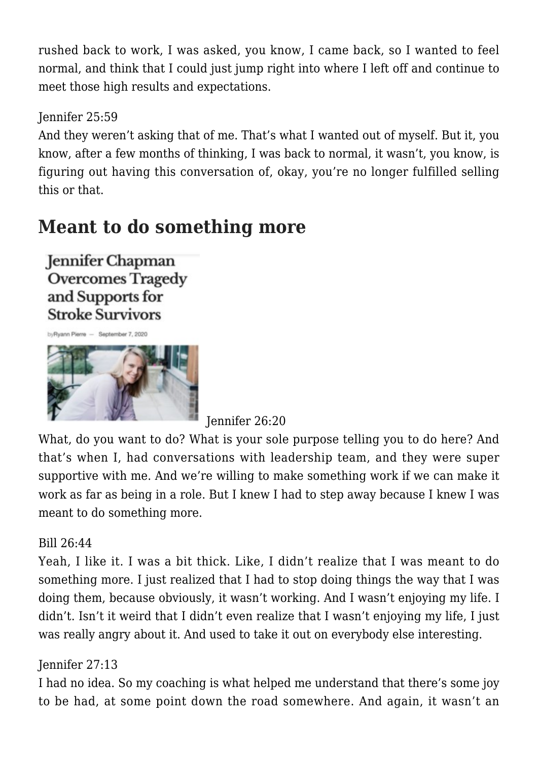rushed back to work, I was asked, you know, I came back, so I wanted to feel normal, and think that I could just jump right into where I left off and continue to meet those high results and expectations.

Jennifer 25:59
And they weren't asking that of me. That's what I wanted out of myself. But it, you know, after a few months of thinking, I was back to normal, it wasn't, you know, is figuring out having this conversation of, okay, you're no longer fulfilled selling this or that.

## Meant to do something more

Jennifer 26:20
What, do you want to do? What is your sole purpose telling you to do here? And that's when I, had conversations with leadership team, and they were super supportive with me. And we're willing to make something work if we can make it work as far as being in a role. But I knew I had to step away because I knew I was meant to do something more.

Bill 26:44
Yeah, I like it. I was a bit thick. Like, I didn't realize that I was meant to do something more. I just realized that I had to stop doing things the way that I was doing them, because obviously, it wasn't working. And I wasn't enjoying my life. I didn't. Isn't it weird that I didn't even realize that I wasn't enjoying my life, I just was really angry about it. And used to take it out on everybody else interesting.

Jennifer 27:13
I had no idea. So my coaching is what helped me understand that there's some joy to be had, at some point down the road somewhere. And again, it wasn't an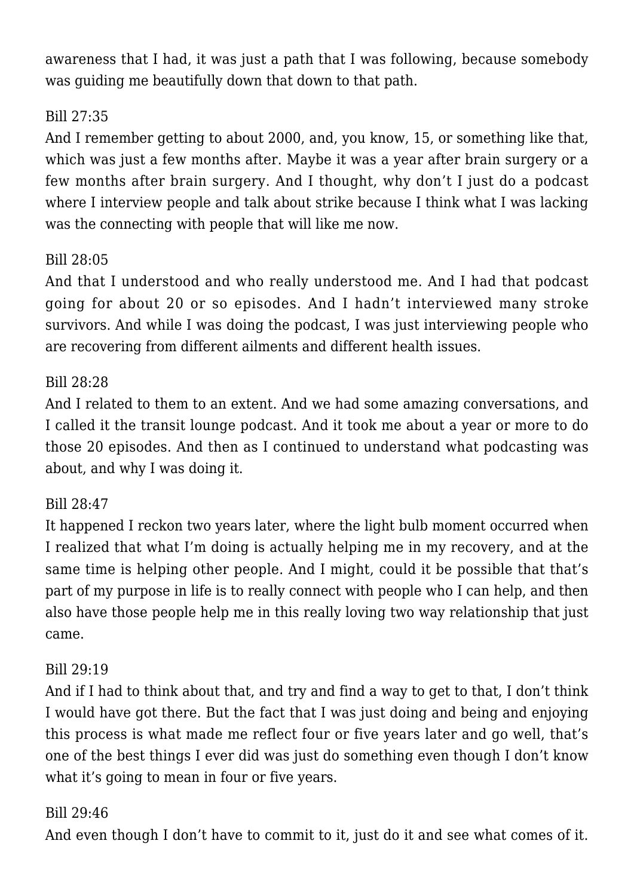awareness that I had, it was just a path that I was following, because somebody was guiding me beautifully down that down to that path.

Bill 27:35
And I remember getting to about 2000, and, you know, 15, or something like that, which was just a few months after. Maybe it was a year after brain surgery or a few months after brain surgery. And I thought, why don't I just do a podcast where I interview people and talk about strike because I think what I was lacking was the connecting with people that will like me now.

Bill 28:05
And that I understood and who really understood me. And I had that podcast going for about 20 or so episodes. And I hadn't interviewed many stroke survivors. And while I was doing the podcast, I was just interviewing people who are recovering from different ailments and different health issues.

Bill 28:28
And I related to them to an extent. And we had some amazing conversations, and I called it the transit lounge podcast. And it took me about a year or more to do those 20 episodes. And then as I continued to understand what podcasting was about, and why I was doing it.

Bill 28:47
It happened I reckon two years later, where the light bulb moment occurred when I realized that what I'm doing is actually helping me in my recovery, and at the same time is helping other people. And I might, could it be possible that that's part of my purpose in life is to really connect with people who I can help, and then also have those people help me in this really loving two way relationship that just came.

Bill 29:19
And if I had to think about that, and try and find a way to get to that, I don't think I would have got there. But the fact that I was just doing and being and enjoying this process is what made me reflect four or five years later and go well, that's one of the best things I ever did was just do something even though I don't know what it's going to mean in four or five years.

Bill 29:46
And even though I don't have to commit to it, just do it and see what comes of it.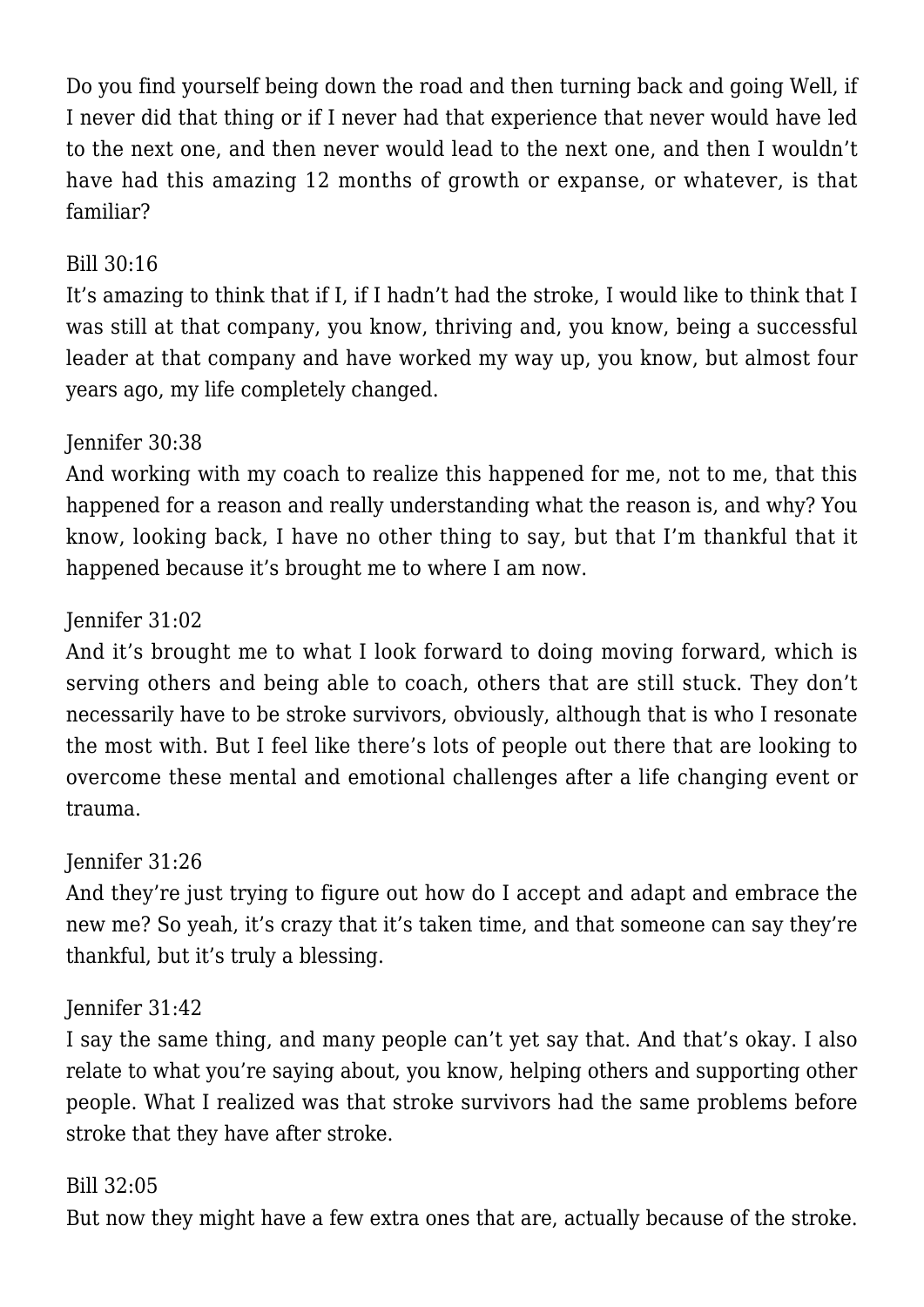Do you find yourself being down the road and then turning back and going Well, if I never did that thing or if I never had that experience that never would have led to the next one, and then never would lead to the next one, and then I wouldn't have had this amazing 12 months of growth or expanse, or whatever, is that familiar?

Bill 30:16
It's amazing to think that if I, if I hadn't had the stroke, I would like to think that I was still at that company, you know, thriving and, you know, being a successful leader at that company and have worked my way up, you know, but almost four years ago, my life completely changed.

Jennifer 30:38
And working with my coach to realize this happened for me, not to me, that this happened for a reason and really understanding what the reason is, and why? You know, looking back, I have no other thing to say, but that I'm thankful that it happened because it's brought me to where I am now.

Jennifer 31:02
And it's brought me to what I look forward to doing moving forward, which is serving others and being able to coach, others that are still stuck. They don't necessarily have to be stroke survivors, obviously, although that is who I resonate the most with. But I feel like there's lots of people out there that are looking to overcome these mental and emotional challenges after a life changing event or trauma.

Jennifer 31:26
And they're just trying to figure out how do I accept and adapt and embrace the new me? So yeah, it's crazy that it's taken time, and that someone can say they're thankful, but it's truly a blessing.

Jennifer 31:42
I say the same thing, and many people can't yet say that. And that's okay. I also relate to what you're saying about, you know, helping others and supporting other people. What I realized was that stroke survivors had the same problems before stroke that they have after stroke.

Bill 32:05
But now they might have a few extra ones that are, actually because of the stroke.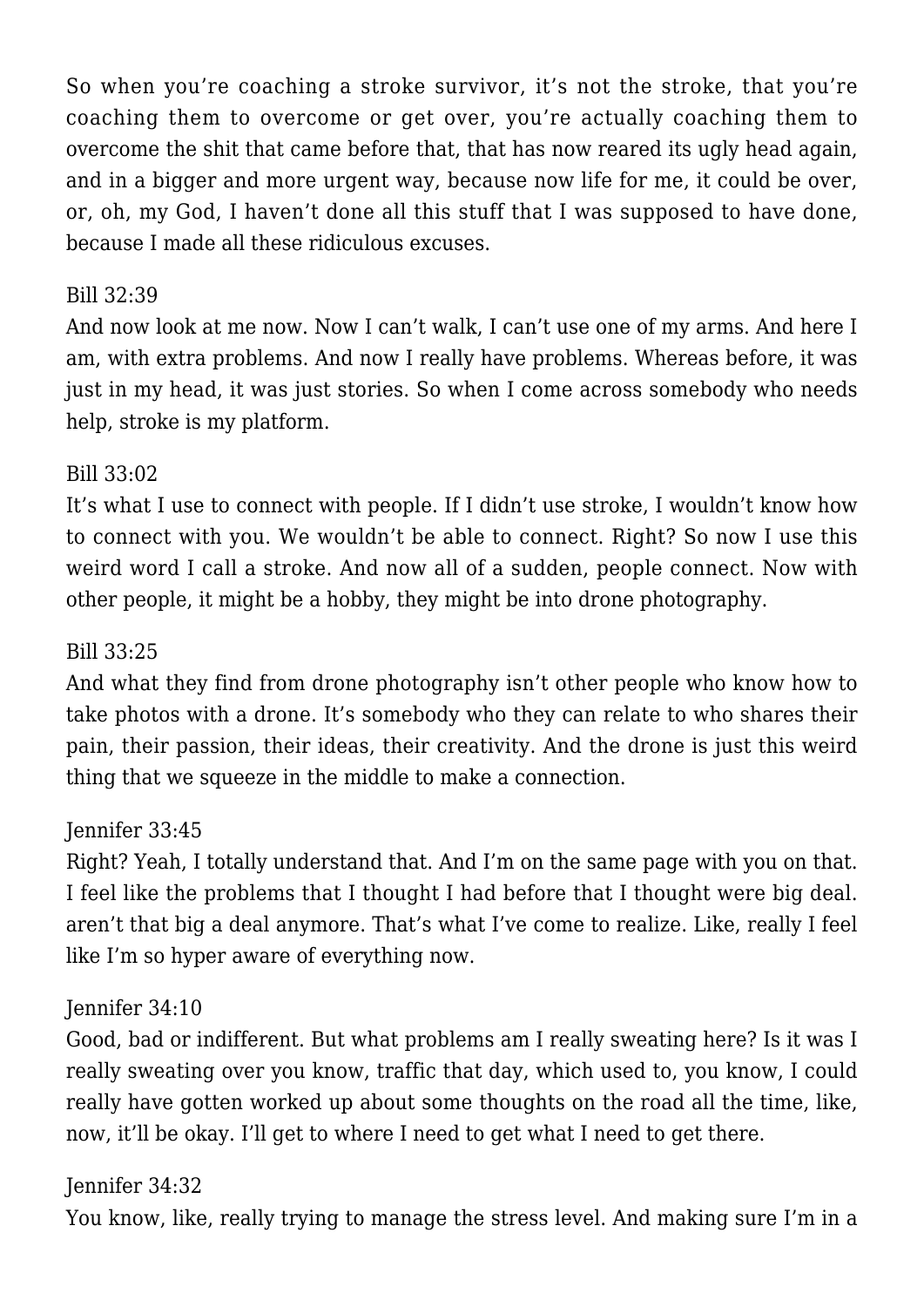So when you're coaching a stroke survivor, it's not the stroke, that you're coaching them to overcome or get over, you're actually coaching them to overcome the shit that came before that, that has now reared its ugly head again, and in a bigger and more urgent way, because now life for me, it could be over, or, oh, my God, I haven't done all this stuff that I was supposed to have done, because I made all these ridiculous excuses.

Bill 32:39

And now look at me now. Now I can't walk, I can't use one of my arms. And here I am, with extra problems. And now I really have problems. Whereas before, it was just in my head, it was just stories. So when I come across somebody who needs help, stroke is my platform.

Bill 33:02

It's what I use to connect with people. If I didn't use stroke, I wouldn't know how to connect with you. We wouldn't be able to connect. Right? So now I use this weird word I call a stroke. And now all of a sudden, people connect. Now with other people, it might be a hobby, they might be into drone photography.

Bill 33:25

And what they find from drone photography isn't other people who know how to take photos with a drone. It's somebody who they can relate to who shares their pain, their passion, their ideas, their creativity. And the drone is just this weird thing that we squeeze in the middle to make a connection.

Jennifer 33:45

Right? Yeah, I totally understand that. And I'm on the same page with you on that. I feel like the problems that I thought I had before that I thought were big deal. aren't that big a deal anymore. That's what I've come to realize. Like, really I feel like I'm so hyper aware of everything now.

Jennifer 34:10

Good, bad or indifferent. But what problems am I really sweating here? Is it was I really sweating over you know, traffic that day, which used to, you know, I could really have gotten worked up about some thoughts on the road all the time, like, now, it'll be okay. I'll get to where I need to get what I need to get there.

Jennifer 34:32

You know, like, really trying to manage the stress level. And making sure I'm in a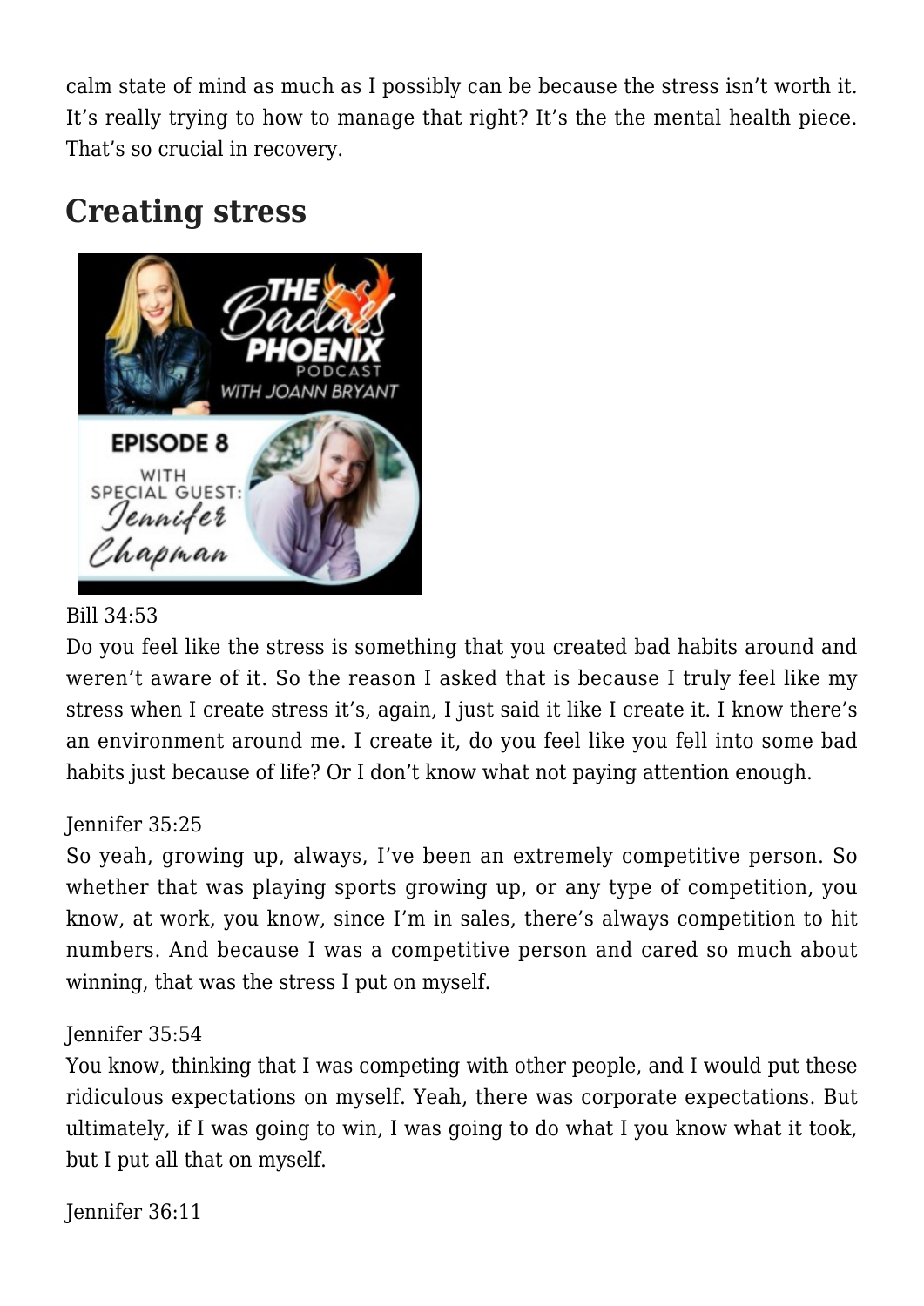calm state of mind as much as I possibly can be because the stress isn't worth it. It's really trying to how to manage that right? It's the the mental health piece. That's so crucial in recovery.

## Creating stress

Bill 34:53
Do you feel like the stress is something that you created bad habits around and weren't aware of it. So the reason I asked that is because I truly feel like my stress when I create stress it's, again, I just said it like I create it. I know there's an environment around me. I create it, do you feel like you fell into some bad habits just because of life? Or I don't know what not paying attention enough.

Jennifer 35:25
So yeah, growing up, always, I've been an extremely competitive person. So whether that was playing sports growing up, or any type of competition, you know, at work, you know, since I'm in sales, there's always competition to hit numbers. And because I was a competitive person and cared so much about winning, that was the stress I put on myself.

Jennifer 35:54
You know, thinking that I was competing with other people, and I would put these ridiculous expectations on myself. Yeah, there was corporate expectations. But ultimately, if I was going to win, I was going to do what I you know what it took, but I put all that on myself.

Jennifer 36:11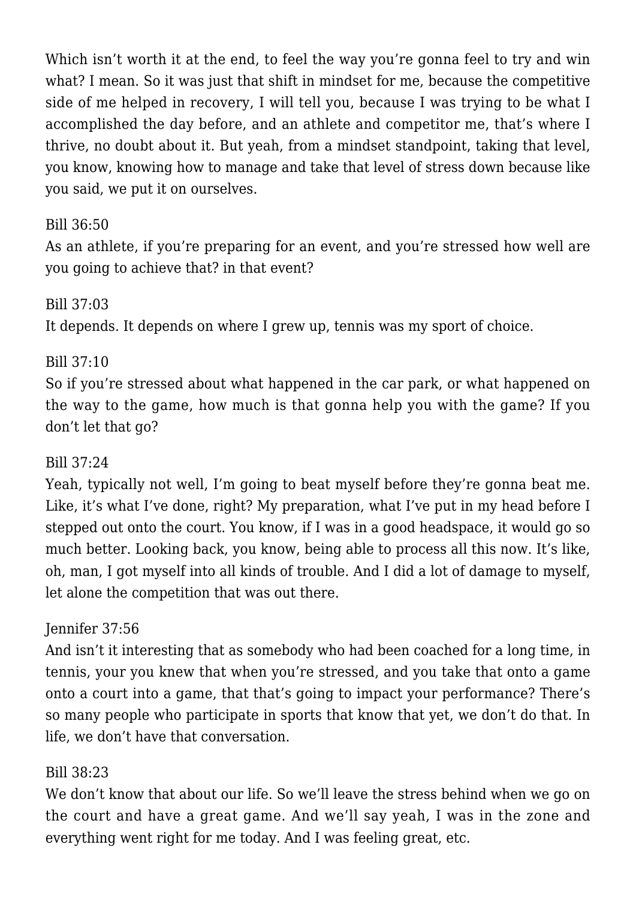Which isn't worth it at the end, to feel the way you're gonna feel to try and win what? I mean. So it was just that shift in mindset for me, because the competitive side of me helped in recovery, I will tell you, because I was trying to be what I accomplished the day before, and an athlete and competitor me, that's where I thrive, no doubt about it. But yeah, from a mindset standpoint, taking that level, you know, knowing how to manage and take that level of stress down because like you said, we put it on ourselves.

Bill 36:50
As an athlete, if you're preparing for an event, and you're stressed how well are you going to achieve that? in that event?

Bill 37:03
It depends. It depends on where I grew up, tennis was my sport of choice.

Bill 37:10
So if you're stressed about what happened in the car park, or what happened on the way to the game, how much is that gonna help you with the game? If you don't let that go?

Bill 37:24
Yeah, typically not well, I'm going to beat myself before they're gonna beat me. Like, it's what I've done, right? My preparation, what I've put in my head before I stepped out onto the court. You know, if I was in a good headspace, it would go so much better. Looking back, you know, being able to process all this now. It's like, oh, man, I got myself into all kinds of trouble. And I did a lot of damage to myself, let alone the competition that was out there.

Jennifer 37:56
And isn't it interesting that as somebody who had been coached for a long time, in tennis, your you knew that when you're stressed, and you take that onto a game onto a court into a game, that that's going to impact your performance? There's so many people who participate in sports that know that yet, we don't do that. In life, we don't have that conversation.

Bill 38:23
We don't know that about our life. So we'll leave the stress behind when we go on the court and have a great game. And we'll say yeah, I was in the zone and everything went right for me today. And I was feeling great, etc.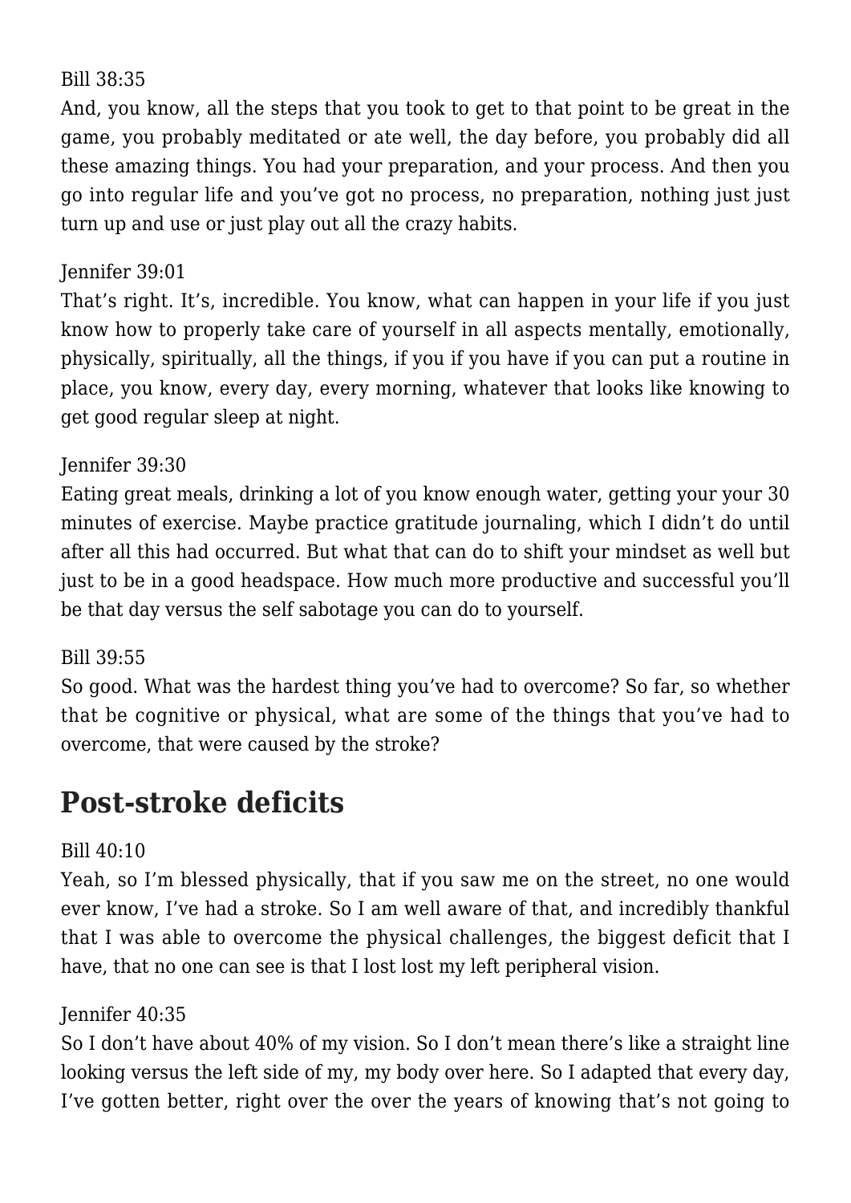Bill 38:35
And, you know, all the steps that you took to get to that point to be great in the game, you probably meditated or ate well, the day before, you probably did all these amazing things. You had your preparation, and your process. And then you go into regular life and you've got no process, no preparation, nothing just just turn up and use or just play out all the crazy habits.

Jennifer 39:01
That's right. It's, incredible. You know, what can happen in your life if you just know how to properly take care of yourself in all aspects mentally, emotionally, physically, spiritually, all the things, if you if you have if you can put a routine in place, you know, every day, every morning, whatever that looks like knowing to get good regular sleep at night.

Jennifer 39:30
Eating great meals, drinking a lot of you know enough water, getting your your 30 minutes of exercise. Maybe practice gratitude journaling, which I didn't do until after all this had occurred. But what that can do to shift your mindset as well but just to be in a good headspace. How much more productive and successful you'll be that day versus the self sabotage you can do to yourself.

Bill 39:55
So good. What was the hardest thing you've had to overcome? So far, so whether that be cognitive or physical, what are some of the things that you've had to overcome, that were caused by the stroke?

## Post-stroke deficits

Bill 40:10
Yeah, so I'm blessed physically, that if you saw me on the street, no one would ever know, I've had a stroke. So I am well aware of that, and incredibly thankful that I was able to overcome the physical challenges, the biggest deficit that I have, that no one can see is that I lost lost my left peripheral vision.

Jennifer 40:35
So I don't have about 40% of my vision. So I don't mean there's like a straight line looking versus the left side of my, my body over here. So I adapted that every day, I've gotten better, right over the over the years of knowing that's not going to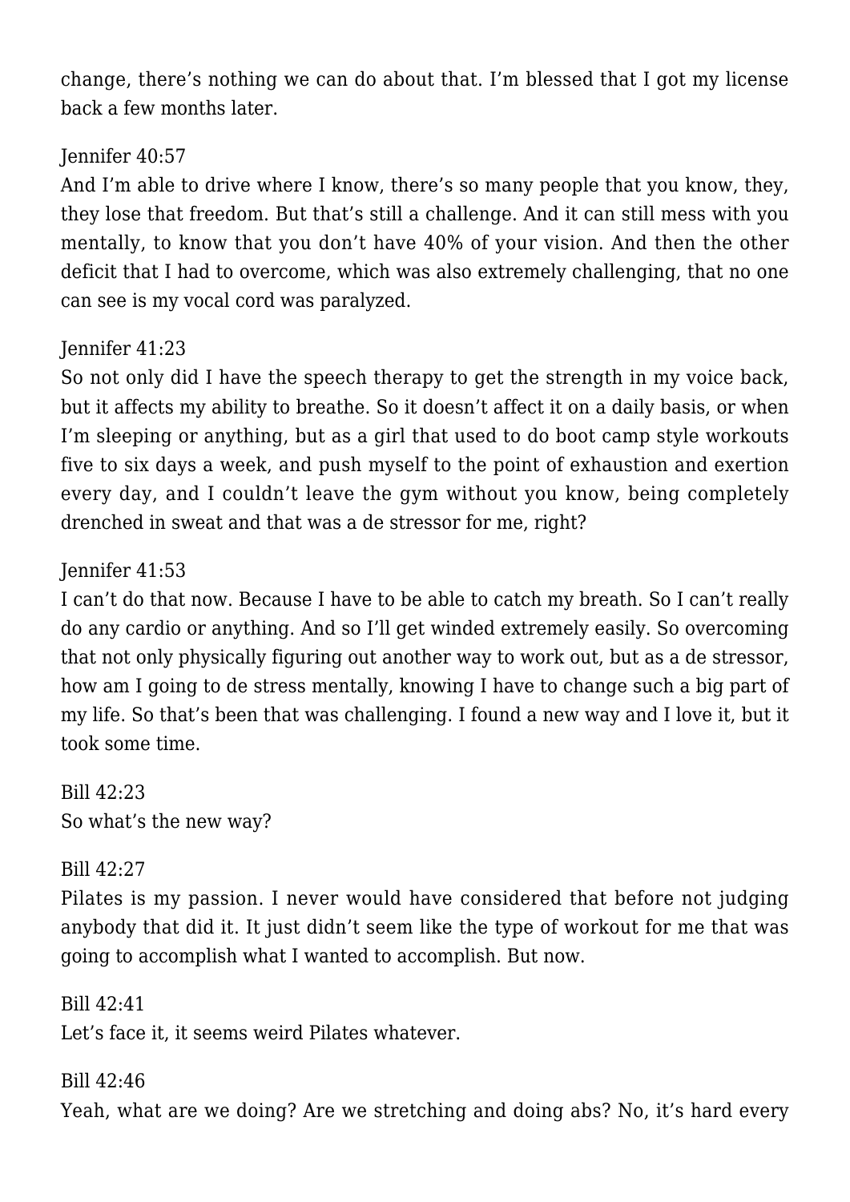change, there's nothing we can do about that. I'm blessed that I got my license back a few months later.

Jennifer 40:57
And I'm able to drive where I know, there's so many people that you know, they, they lose that freedom. But that's still a challenge. And it can still mess with you mentally, to know that you don't have 40% of your vision. And then the other deficit that I had to overcome, which was also extremely challenging, that no one can see is my vocal cord was paralyzed.

Jennifer 41:23
So not only did I have the speech therapy to get the strength in my voice back, but it affects my ability to breathe. So it doesn't affect it on a daily basis, or when I'm sleeping or anything, but as a girl that used to do boot camp style workouts five to six days a week, and push myself to the point of exhaustion and exertion every day, and I couldn't leave the gym without you know, being completely drenched in sweat and that was a de stressor for me, right?

Jennifer 41:53
I can't do that now. Because I have to be able to catch my breath. So I can't really do any cardio or anything. And so I'll get winded extremely easily. So overcoming that not only physically figuring out another way to work out, but as a de stressor, how am I going to de stress mentally, knowing I have to change such a big part of my life. So that's been that was challenging. I found a new way and I love it, but it took some time.

Bill 42:23
So what's the new way?

Bill 42:27
Pilates is my passion. I never would have considered that before not judging anybody that did it. It just didn't seem like the type of workout for me that was going to accomplish what I wanted to accomplish. But now.

Bill 42:41
Let's face it, it seems weird Pilates whatever.

Bill 42:46
Yeah, what are we doing? Are we stretching and doing abs? No, it's hard every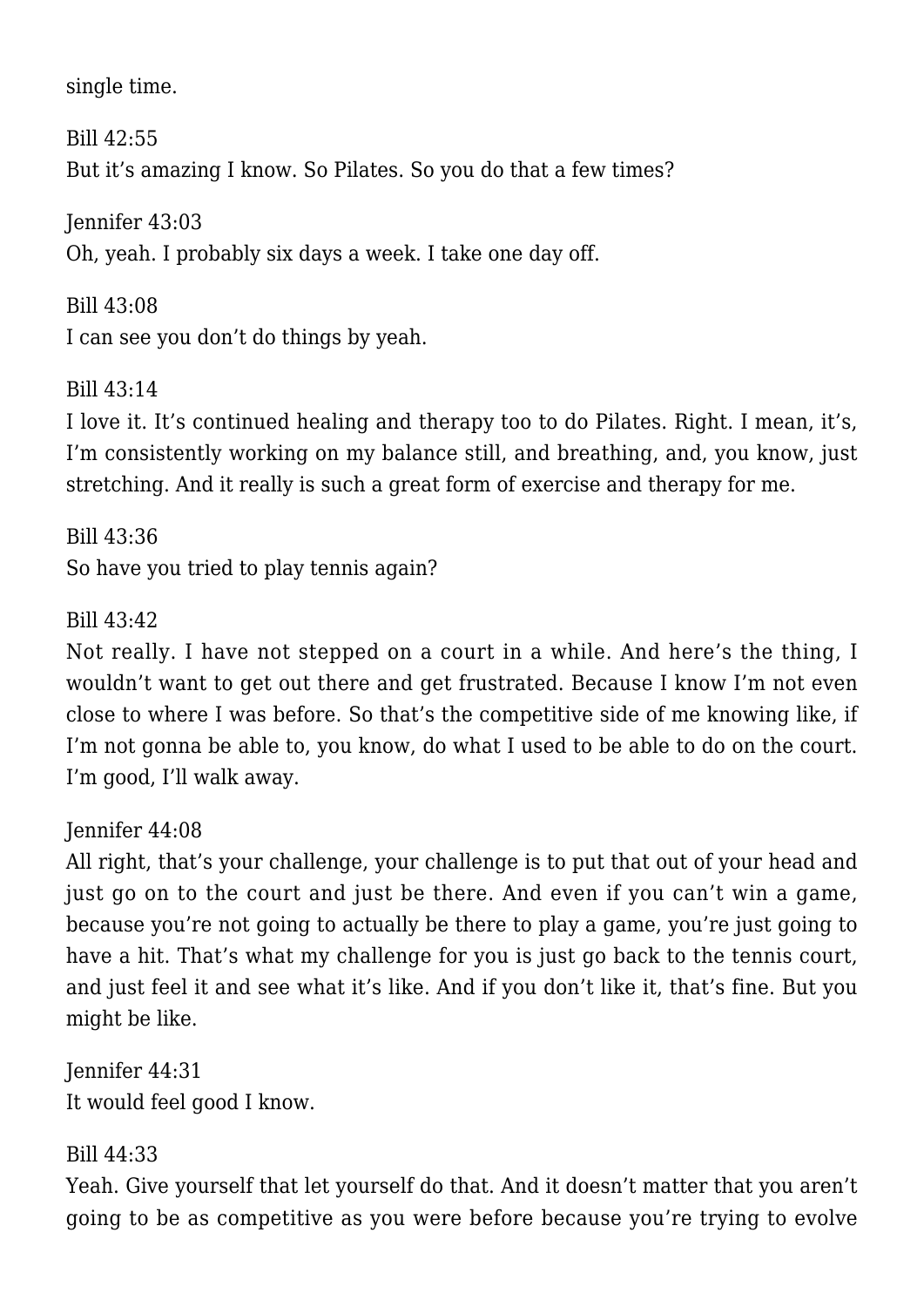single time.

Bill 42:55
But it's amazing I know. So Pilates. So you do that a few times?

Jennifer 43:03
Oh, yeah. I probably six days a week. I take one day off.

Bill 43:08
I can see you don't do things by yeah.

Bill 43:14
I love it. It's continued healing and therapy too to do Pilates. Right. I mean, it's, I'm consistently working on my balance still, and breathing, and, you know, just stretching. And it really is such a great form of exercise and therapy for me.

Bill 43:36
So have you tried to play tennis again?

Bill 43:42
Not really. I have not stepped on a court in a while. And here's the thing, I wouldn't want to get out there and get frustrated. Because I know I'm not even close to where I was before. So that's the competitive side of me knowing like, if I'm not gonna be able to, you know, do what I used to be able to do on the court. I'm good, I'll walk away.

Jennifer 44:08
All right, that's your challenge, your challenge is to put that out of your head and just go on to the court and just be there. And even if you can't win a game, because you're not going to actually be there to play a game, you're just going to have a hit. That's what my challenge for you is just go back to the tennis court, and just feel it and see what it's like. And if you don't like it, that's fine. But you might be like.

Jennifer 44:31
It would feel good I know.

Bill 44:33
Yeah. Give yourself that let yourself do that. And it doesn't matter that you aren't going to be as competitive as you were before because you're trying to evolve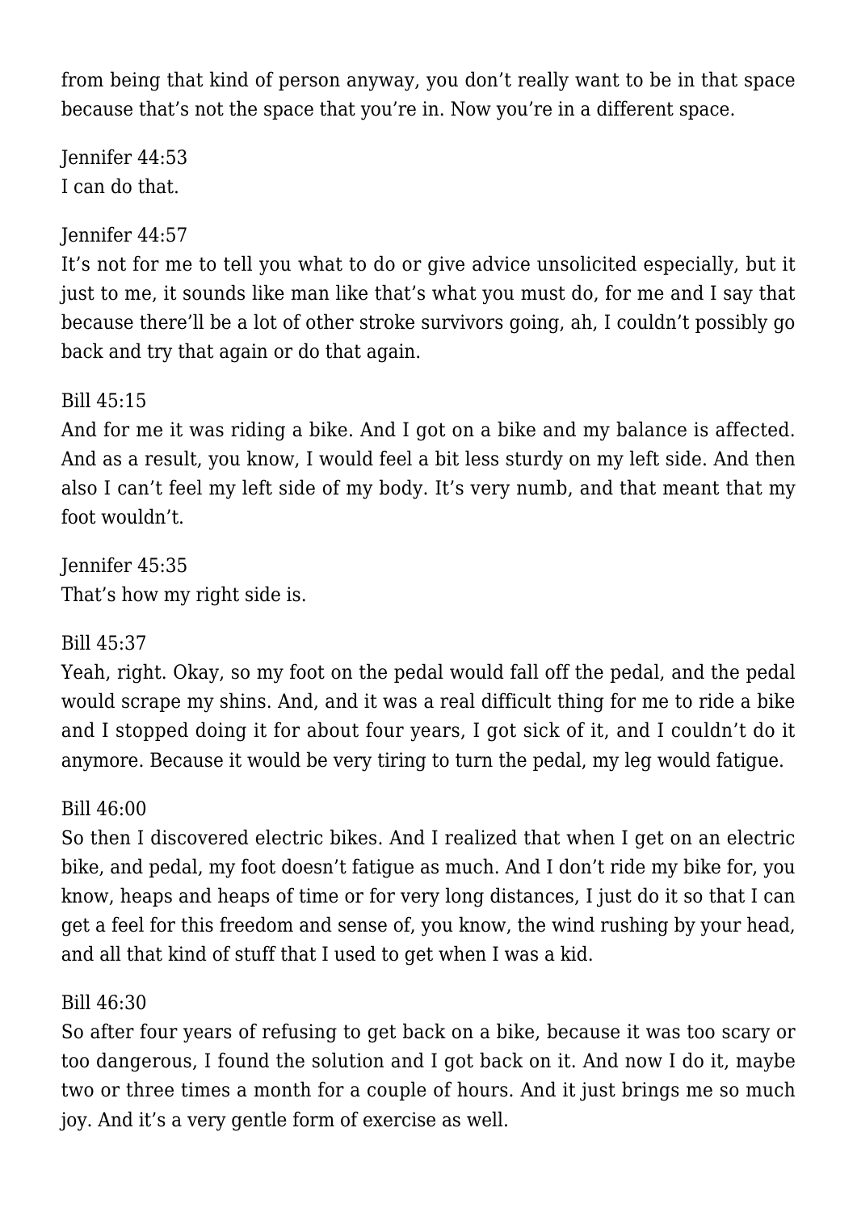from being that kind of person anyway, you don't really want to be in that space because that's not the space that you're in. Now you're in a different space.

Jennifer 44:53
I can do that.

Jennifer 44:57
It's not for me to tell you what to do or give advice unsolicited especially, but it just to me, it sounds like man like that's what you must do, for me and I say that because there'll be a lot of other stroke survivors going, ah, I couldn't possibly go back and try that again or do that again.

Bill 45:15
And for me it was riding a bike. And I got on a bike and my balance is affected. And as a result, you know, I would feel a bit less sturdy on my left side. And then also I can't feel my left side of my body. It's very numb, and that meant that my foot wouldn't.

Jennifer 45:35
That's how my right side is.

Bill 45:37
Yeah, right. Okay, so my foot on the pedal would fall off the pedal, and the pedal would scrape my shins. And, and it was a real difficult thing for me to ride a bike and I stopped doing it for about four years, I got sick of it, and I couldn't do it anymore. Because it would be very tiring to turn the pedal, my leg would fatigue.

Bill 46:00
So then I discovered electric bikes. And I realized that when I get on an electric bike, and pedal, my foot doesn't fatigue as much. And I don't ride my bike for, you know, heaps and heaps of time or for very long distances, I just do it so that I can get a feel for this freedom and sense of, you know, the wind rushing by your head, and all that kind of stuff that I used to get when I was a kid.

Bill 46:30
So after four years of refusing to get back on a bike, because it was too scary or too dangerous, I found the solution and I got back on it. And now I do it, maybe two or three times a month for a couple of hours. And it just brings me so much joy. And it's a very gentle form of exercise as well.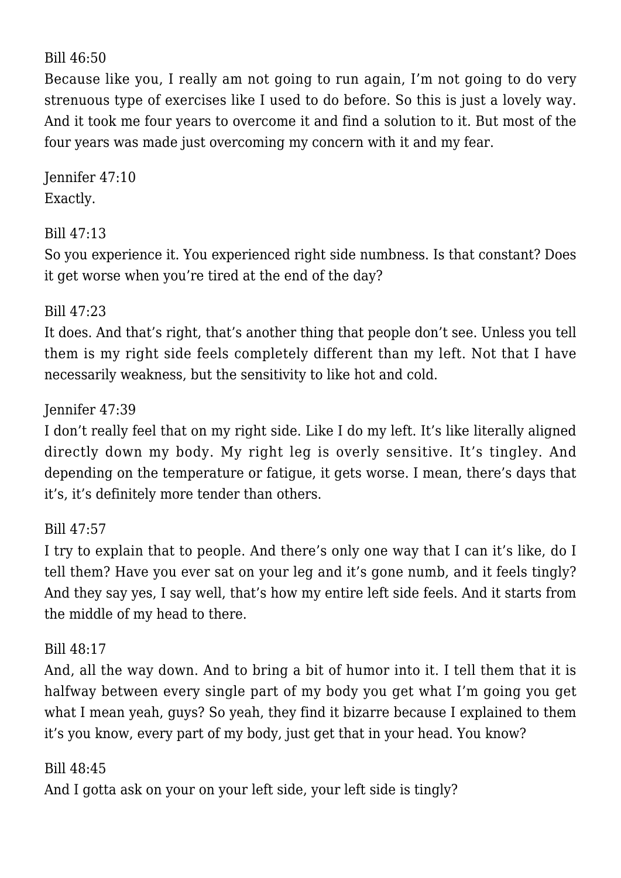Bill 46:50
Because like you, I really am not going to run again, I'm not going to do very strenuous type of exercises like I used to do before. So this is just a lovely way. And it took me four years to overcome it and find a solution to it. But most of the four years was made just overcoming my concern with it and my fear.

Jennifer 47:10
Exactly.

Bill 47:13
So you experience it. You experienced right side numbness. Is that constant? Does it get worse when you're tired at the end of the day?

Bill 47:23
It does. And that's right, that's another thing that people don't see. Unless you tell them is my right side feels completely different than my left. Not that I have necessarily weakness, but the sensitivity to like hot and cold.

Jennifer 47:39
I don't really feel that on my right side. Like I do my left. It's like literally aligned directly down my body. My right leg is overly sensitive. It's tingley. And depending on the temperature or fatigue, it gets worse. I mean, there's days that it's, it's definitely more tender than others.

Bill 47:57
I try to explain that to people. And there's only one way that I can it's like, do I tell them? Have you ever sat on your leg and it's gone numb, and it feels tingly? And they say yes, I say well, that's how my entire left side feels. And it starts from the middle of my head to there.

Bill 48:17
And, all the way down. And to bring a bit of humor into it. I tell them that it is halfway between every single part of my body you get what I'm going you get what I mean yeah, guys? So yeah, they find it bizarre because I explained to them it's you know, every part of my body, just get that in your head. You know?

Bill 48:45
And I gotta ask on your on your left side, your left side is tingly?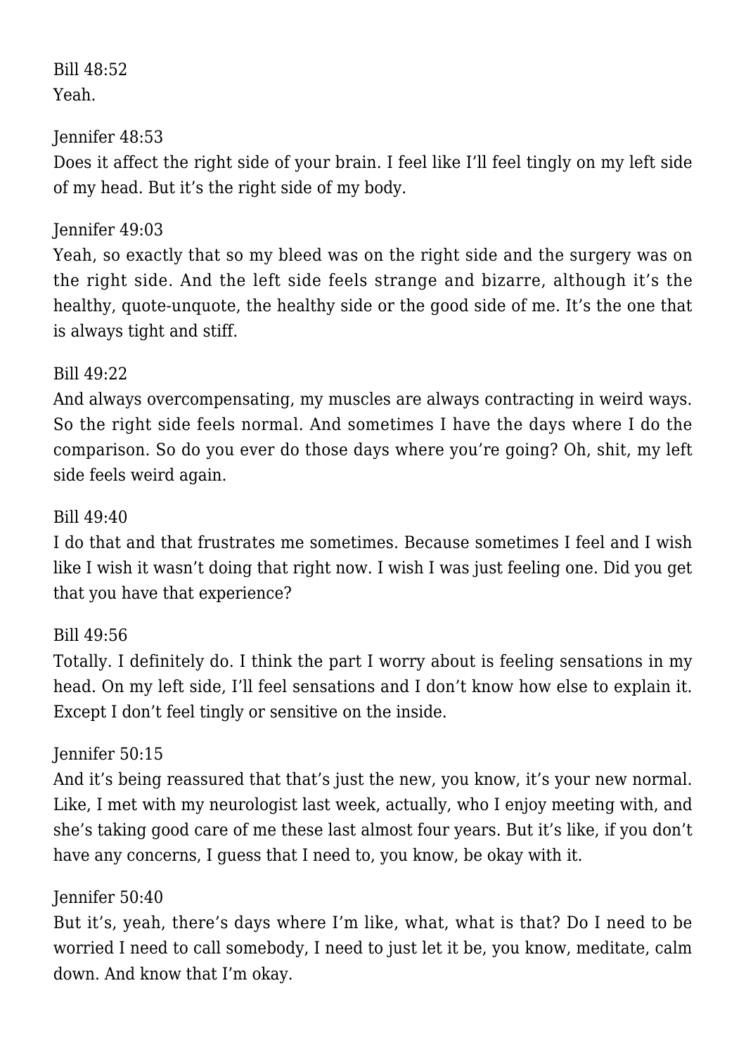Bill 48:52
Yeah.

Jennifer 48:53
Does it affect the right side of your brain. I feel like I'll feel tingly on my left side of my head. But it's the right side of my body.

Jennifer 49:03
Yeah, so exactly that so my bleed was on the right side and the surgery was on the right side. And the left side feels strange and bizarre, although it's the healthy, quote-unquote, the healthy side or the good side of me. It's the one that is always tight and stiff.

Bill 49:22
And always overcompensating, my muscles are always contracting in weird ways. So the right side feels normal. And sometimes I have the days where I do the comparison. So do you ever do those days where you're going? Oh, shit, my left side feels weird again.

Bill 49:40
I do that and that frustrates me sometimes. Because sometimes I feel and I wish like I wish it wasn't doing that right now. I wish I was just feeling one. Did you get that you have that experience?

Bill 49:56
Totally. I definitely do. I think the part I worry about is feeling sensations in my head. On my left side, I'll feel sensations and I don't know how else to explain it. Except I don't feel tingly or sensitive on the inside.

Jennifer 50:15
And it's being reassured that that's just the new, you know, it's your new normal. Like, I met with my neurologist last week, actually, who I enjoy meeting with, and she's taking good care of me these last almost four years. But it's like, if you don't have any concerns, I guess that I need to, you know, be okay with it.

Jennifer 50:40
But it's, yeah, there's days where I'm like, what, what is that? Do I need to be worried I need to call somebody, I need to just let it be, you know, meditate, calm down. And know that I'm okay.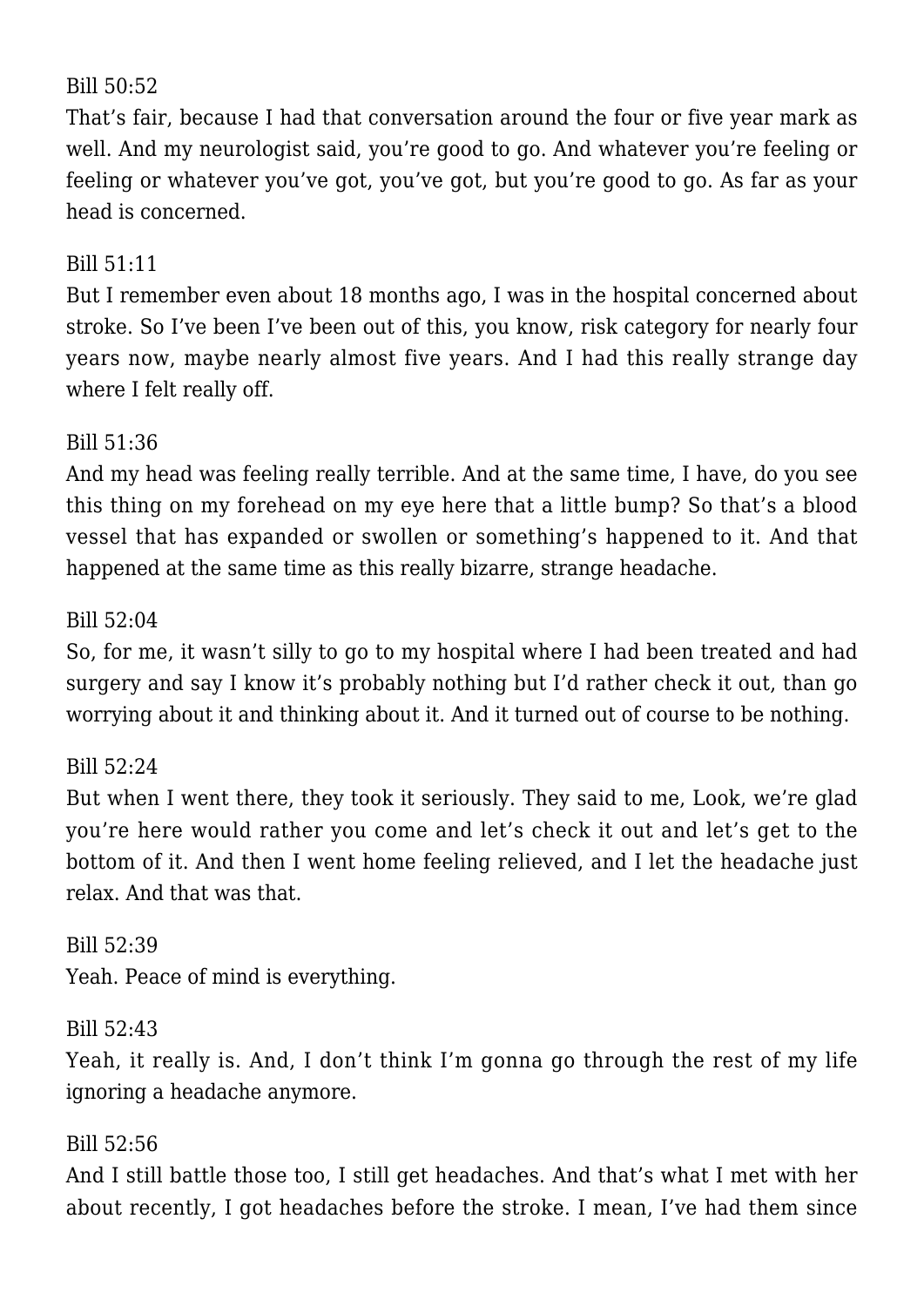Bill 50:52

That's fair, because I had that conversation around the four or five year mark as well. And my neurologist said, you're good to go. And whatever you're feeling or feeling or whatever you've got, you've got, but you're good to go. As far as your head is concerned.

Bill 51:11

But I remember even about 18 months ago, I was in the hospital concerned about stroke. So I've been I've been out of this, you know, risk category for nearly four years now, maybe nearly almost five years. And I had this really strange day where I felt really off.

Bill 51:36

And my head was feeling really terrible. And at the same time, I have, do you see this thing on my forehead on my eye here that a little bump? So that's a blood vessel that has expanded or swollen or something's happened to it. And that happened at the same time as this really bizarre, strange headache.

Bill 52:04

So, for me, it wasn't silly to go to my hospital where I had been treated and had surgery and say I know it's probably nothing but I'd rather check it out, than go worrying about it and thinking about it. And it turned out of course to be nothing.

Bill 52:24

But when I went there, they took it seriously. They said to me, Look, we're glad you're here would rather you come and let's check it out and let's get to the bottom of it. And then I went home feeling relieved, and I let the headache just relax. And that was that.

Bill 52:39

Yeah. Peace of mind is everything.

Bill 52:43

Yeah, it really is. And, I don't think I'm gonna go through the rest of my life ignoring a headache anymore.

Bill 52:56

And I still battle those too, I still get headaches. And that's what I met with her about recently, I got headaches before the stroke. I mean, I've had them since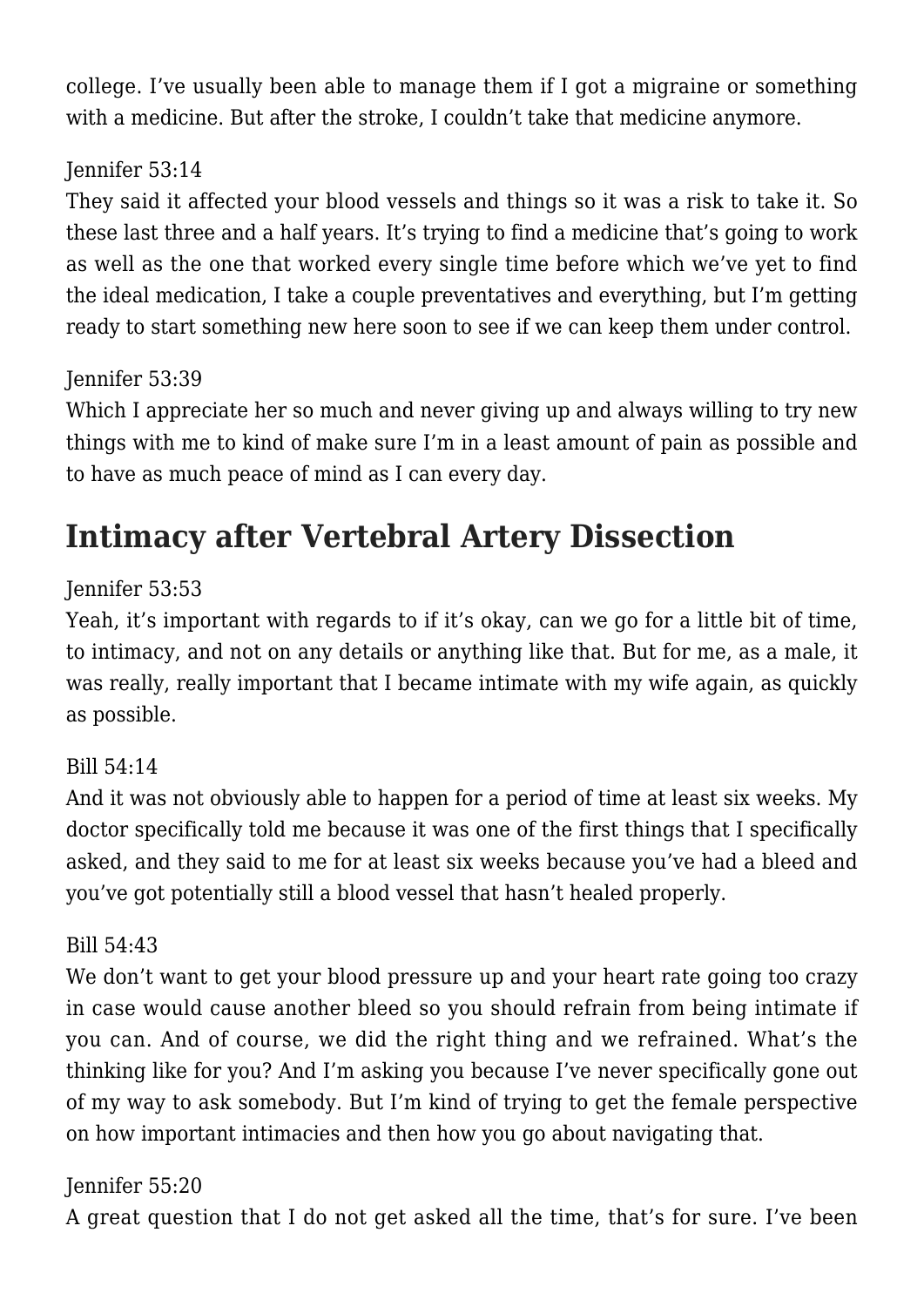college. I've usually been able to manage them if I got a migraine or something with a medicine. But after the stroke, I couldn't take that medicine anymore.

Jennifer 53:14

They said it affected your blood vessels and things so it was a risk to take it. So these last three and a half years. It's trying to find a medicine that's going to work as well as the one that worked every single time before which we've yet to find the ideal medication, I take a couple preventatives and everything, but I'm getting ready to start something new here soon to see if we can keep them under control.

Jennifer 53:39

Which I appreciate her so much and never giving up and always willing to try new things with me to kind of make sure I'm in a least amount of pain as possible and to have as much peace of mind as I can every day.

## Intimacy after Vertebral Artery Dissection

Jennifer 53:53

Yeah, it's important with regards to if it's okay, can we go for a little bit of time, to intimacy, and not on any details or anything like that. But for me, as a male, it was really, really important that I became intimate with my wife again, as quickly as possible.

Bill 54:14

And it was not obviously able to happen for a period of time at least six weeks. My doctor specifically told me because it was one of the first things that I specifically asked, and they said to me for at least six weeks because you've had a bleed and you've got potentially still a blood vessel that hasn't healed properly.

Bill 54:43

We don't want to get your blood pressure up and your heart rate going too crazy in case would cause another bleed so you should refrain from being intimate if you can. And of course, we did the right thing and we refrained. What's the thinking like for you? And I'm asking you because I've never specifically gone out of my way to ask somebody. But I'm kind of trying to get the female perspective on how important intimacies and then how you go about navigating that.

Jennifer 55:20

A great question that I do not get asked all the time, that's for sure. I've been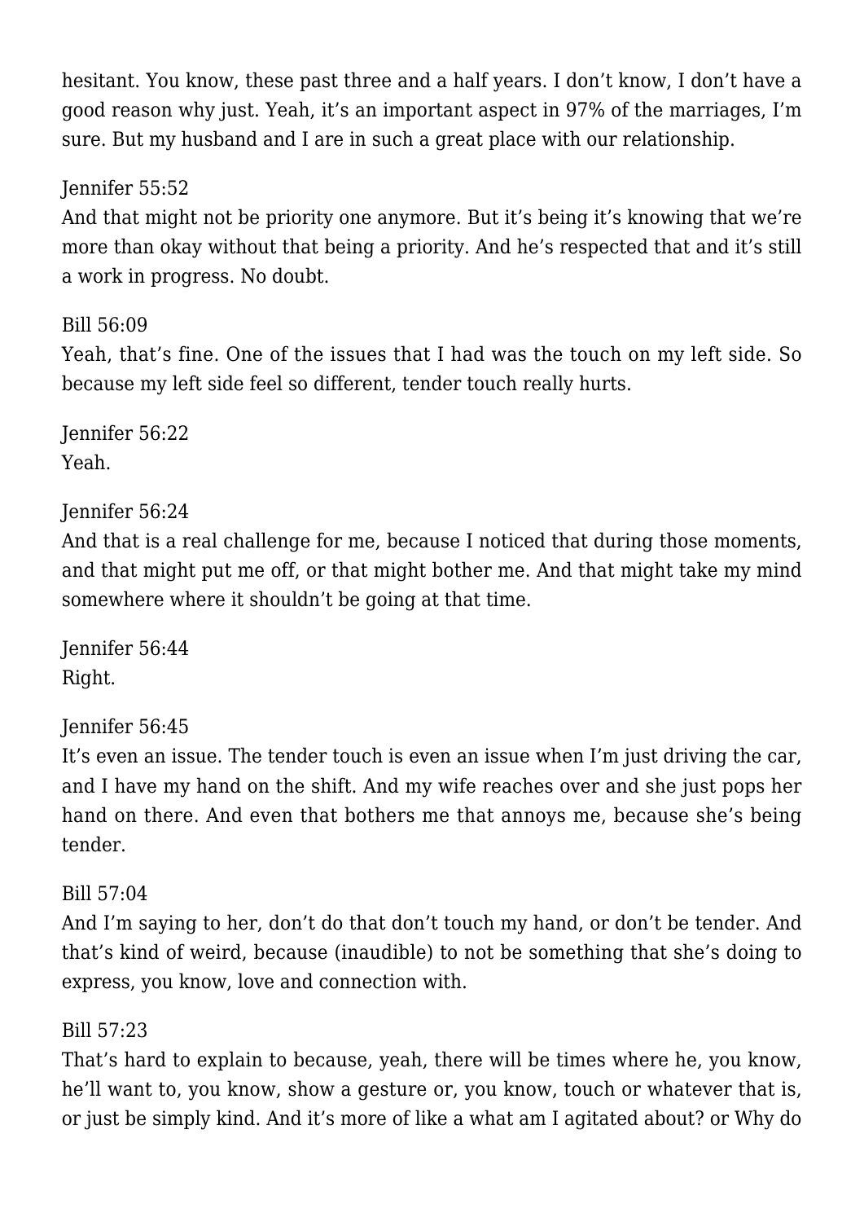hesitant. You know, these past three and a half years. I don't know, I don't have a good reason why just. Yeah, it's an important aspect in 97% of the marriages, I'm sure. But my husband and I are in such a great place with our relationship.

Jennifer 55:52
And that might not be priority one anymore. But it's being it's knowing that we're more than okay without that being a priority. And he's respected that and it's still a work in progress. No doubt.

Bill 56:09
Yeah, that's fine. One of the issues that I had was the touch on my left side. So because my left side feel so different, tender touch really hurts.

Jennifer 56:22
Yeah.

Jennifer 56:24
And that is a real challenge for me, because I noticed that during those moments, and that might put me off, or that might bother me. And that might take my mind somewhere where it shouldn't be going at that time.

Jennifer 56:44
Right.

Jennifer 56:45
It's even an issue. The tender touch is even an issue when I'm just driving the car, and I have my hand on the shift. And my wife reaches over and she just pops her hand on there. And even that bothers me that annoys me, because she's being tender.

Bill 57:04
And I'm saying to her, don't do that don't touch my hand, or don't be tender. And that's kind of weird, because (inaudible) to not be something that she's doing to express, you know, love and connection with.

Bill 57:23
That's hard to explain to because, yeah, there will be times where he, you know, he'll want to, you know, show a gesture or, you know, touch or whatever that is, or just be simply kind. And it's more of like a what am I agitated about? or Why do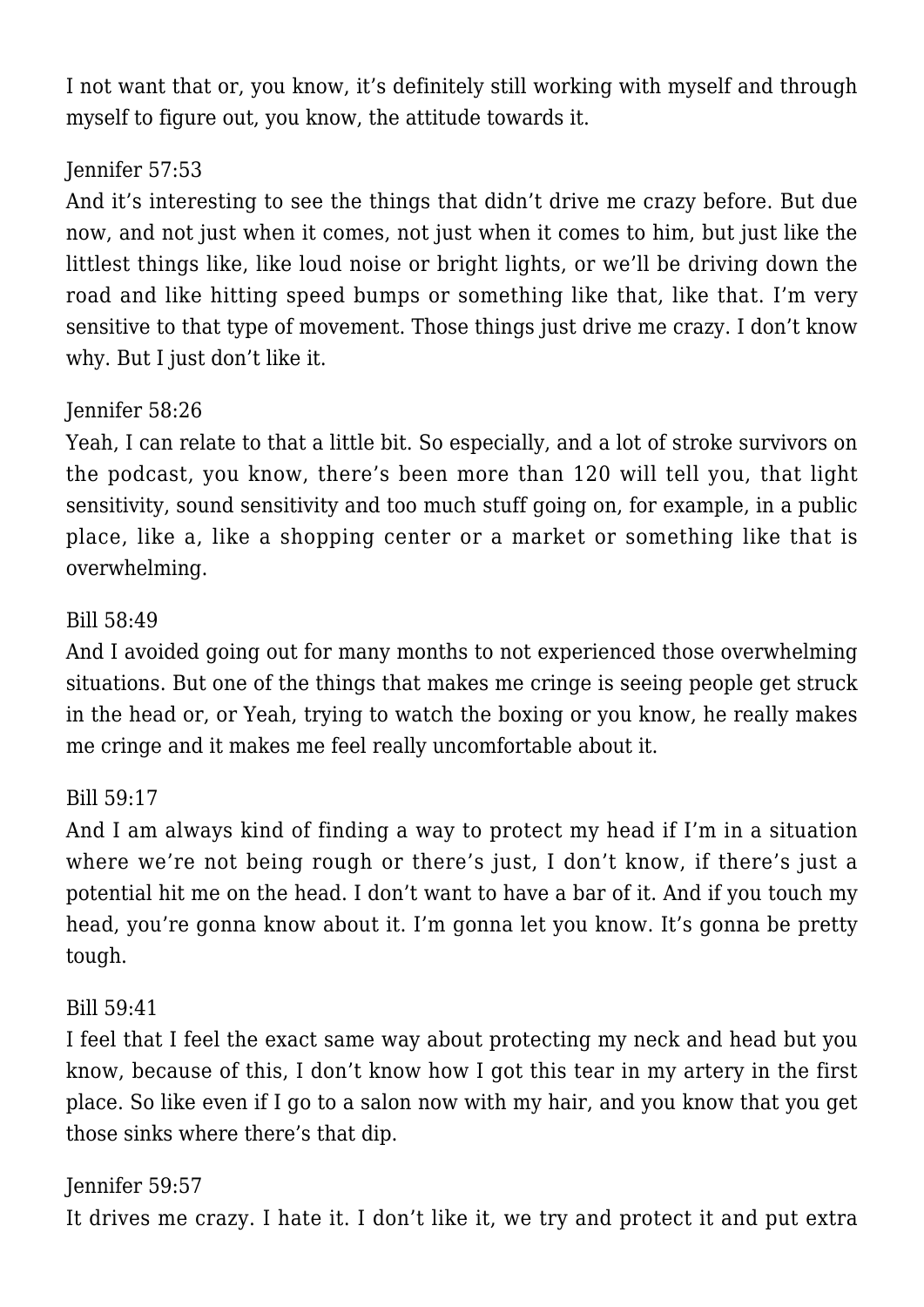I not want that or, you know, it's definitely still working with myself and through myself to figure out, you know, the attitude towards it.

Jennifer 57:53

And it's interesting to see the things that didn't drive me crazy before. But due now, and not just when it comes, not just when it comes to him, but just like the littlest things like, like loud noise or bright lights, or we'll be driving down the road and like hitting speed bumps or something like that, like that. I'm very sensitive to that type of movement. Those things just drive me crazy. I don't know why. But I just don't like it.

Jennifer 58:26

Yeah, I can relate to that a little bit. So especially, and a lot of stroke survivors on the podcast, you know, there's been more than 120 will tell you, that light sensitivity, sound sensitivity and too much stuff going on, for example, in a public place, like a, like a shopping center or a market or something like that is overwhelming.

Bill 58:49

And I avoided going out for many months to not experienced those overwhelming situations. But one of the things that makes me cringe is seeing people get struck in the head or, or Yeah, trying to watch the boxing or you know, he really makes me cringe and it makes me feel really uncomfortable about it.

Bill 59:17

And I am always kind of finding a way to protect my head if I'm in a situation where we're not being rough or there's just, I don't know, if there's just a potential hit me on the head. I don't want to have a bar of it. And if you touch my head, you're gonna know about it. I'm gonna let you know. It's gonna be pretty tough.

Bill 59:41

I feel that I feel the exact same way about protecting my neck and head but you know, because of this, I don't know how I got this tear in my artery in the first place. So like even if I go to a salon now with my hair, and you know that you get those sinks where there's that dip.

Jennifer 59:57

It drives me crazy. I hate it. I don't like it, we try and protect it and put extra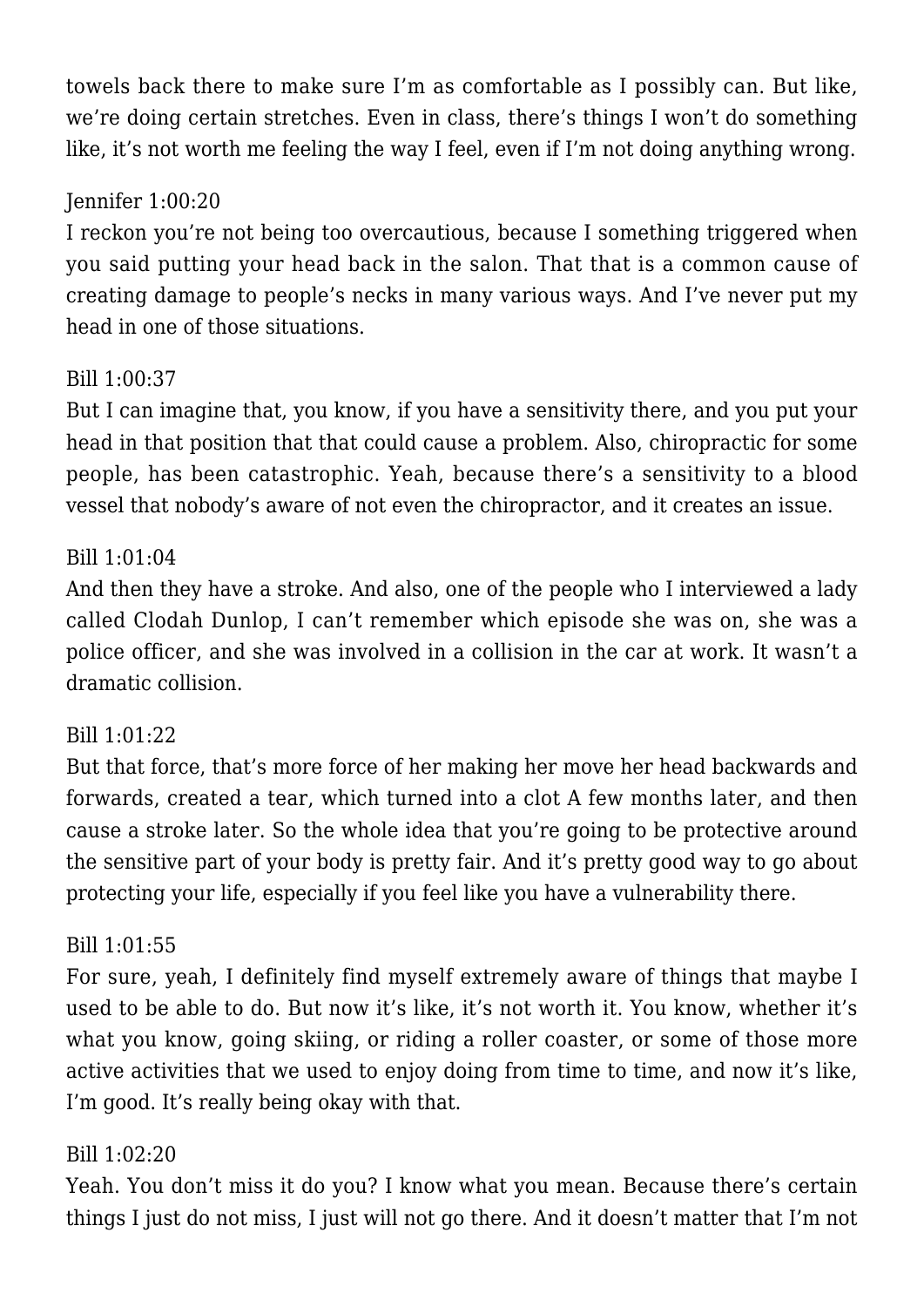towels back there to make sure I'm as comfortable as I possibly can. But like, we're doing certain stretches. Even in class, there's things I won't do something like, it's not worth me feeling the way I feel, even if I'm not doing anything wrong.

Jennifer 1:00:20

I reckon you're not being too overcautious, because I something triggered when you said putting your head back in the salon. That that is a common cause of creating damage to people's necks in many various ways. And I've never put my head in one of those situations.

Bill 1:00:37

But I can imagine that, you know, if you have a sensitivity there, and you put your head in that position that that could cause a problem. Also, chiropractic for some people, has been catastrophic. Yeah, because there's a sensitivity to a blood vessel that nobody's aware of not even the chiropractor, and it creates an issue.

Bill 1:01:04

And then they have a stroke. And also, one of the people who I interviewed a lady called Clodah Dunlop, I can't remember which episode she was on, she was a police officer, and she was involved in a collision in the car at work. It wasn't a dramatic collision.

Bill 1:01:22

But that force, that's more force of her making her move her head backwards and forwards, created a tear, which turned into a clot A few months later, and then cause a stroke later. So the whole idea that you're going to be protective around the sensitive part of your body is pretty fair. And it's pretty good way to go about protecting your life, especially if you feel like you have a vulnerability there.

Bill 1:01:55

For sure, yeah, I definitely find myself extremely aware of things that maybe I used to be able to do. But now it's like, it's not worth it. You know, whether it's what you know, going skiing, or riding a roller coaster, or some of those more active activities that we used to enjoy doing from time to time, and now it's like, I'm good. It's really being okay with that.

Bill 1:02:20

Yeah. You don't miss it do you? I know what you mean. Because there's certain things I just do not miss, I just will not go there. And it doesn't matter that I'm not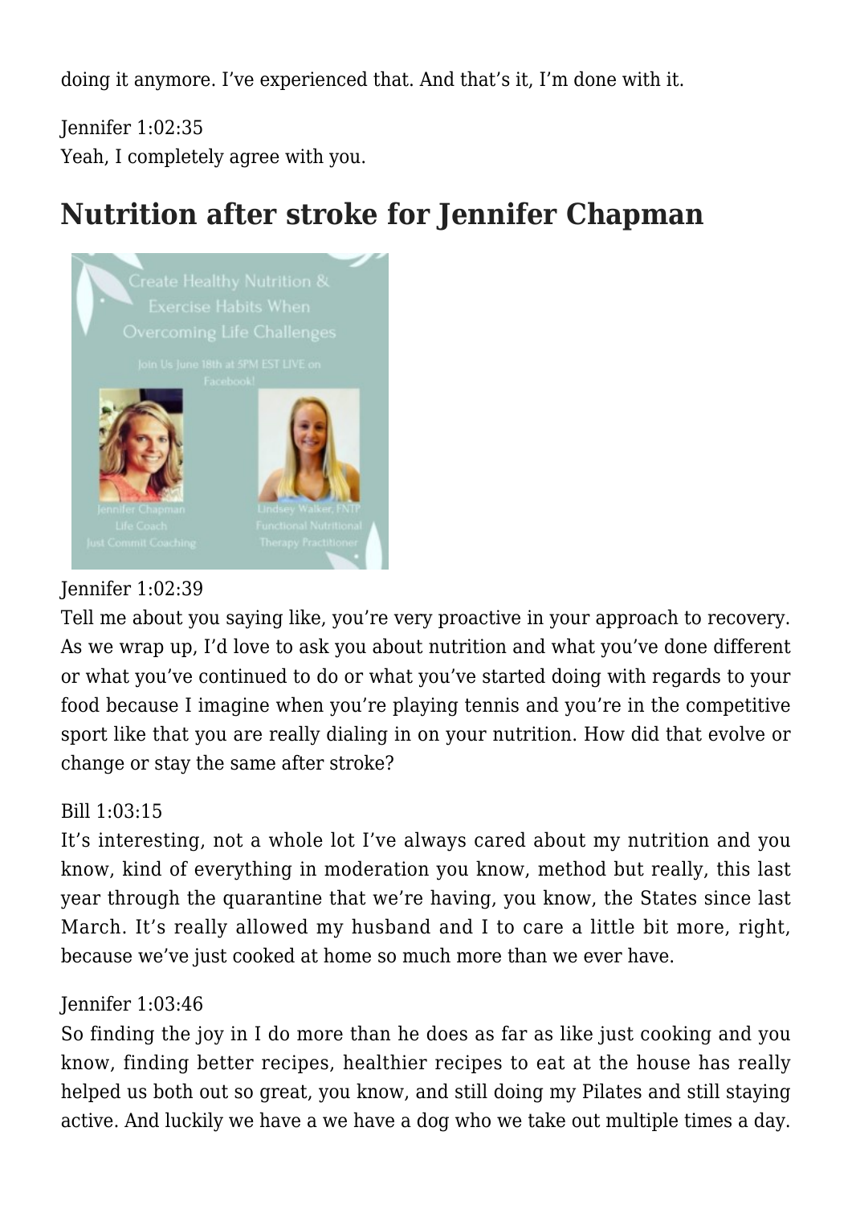doing it anymore. I've experienced that. And that's it, I'm done with it.

Jennifer 1:02:35
Yeah, I completely agree with you.

## Nutrition after stroke for Jennifer Chapman

Jennifer 1:02:39
Tell me about you saying like, you're very proactive in your approach to recovery. As we wrap up, I'd love to ask you about nutrition and what you've done different or what you've continued to do or what you've started doing with regards to your food because I imagine when you're playing tennis and you're in the competitive sport like that you are really dialing in on your nutrition. How did that evolve or change or stay the same after stroke?

Bill 1:03:15
It's interesting, not a whole lot I've always cared about my nutrition and you know, kind of everything in moderation you know, method but really, this last year through the quarantine that we're having, you know, the States since last March. It's really allowed my husband and I to care a little bit more, right, because we've just cooked at home so much more than we ever have.

Jennifer 1:03:46
So finding the joy in I do more than he does as far as like just cooking and you know, finding better recipes, healthier recipes to eat at the house has really helped us both out so great, you know, and still doing my Pilates and still staying active. And luckily we have a we have a dog who we take out multiple times a day.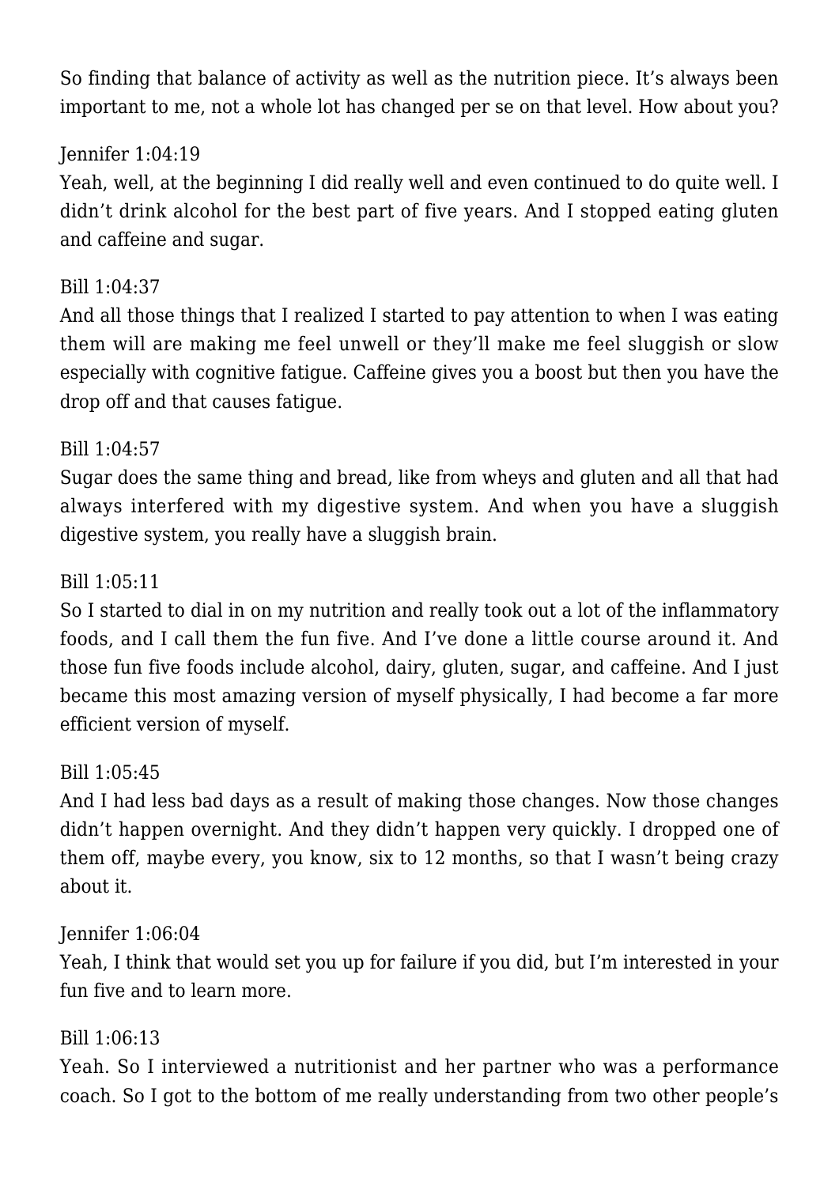So finding that balance of activity as well as the nutrition piece. It's always been important to me, not a whole lot has changed per se on that level. How about you?

Jennifer 1:04:19
Yeah, well, at the beginning I did really well and even continued to do quite well. I didn't drink alcohol for the best part of five years. And I stopped eating gluten and caffeine and sugar.

Bill 1:04:37
And all those things that I realized I started to pay attention to when I was eating them will are making me feel unwell or they'll make me feel sluggish or slow especially with cognitive fatigue. Caffeine gives you a boost but then you have the drop off and that causes fatigue.

Bill 1:04:57
Sugar does the same thing and bread, like from wheys and gluten and all that had always interfered with my digestive system. And when you have a sluggish digestive system, you really have a sluggish brain.

Bill 1:05:11
So I started to dial in on my nutrition and really took out a lot of the inflammatory foods, and I call them the fun five. And I've done a little course around it. And those fun five foods include alcohol, dairy, gluten, sugar, and caffeine. And I just became this most amazing version of myself physically, I had become a far more efficient version of myself.

Bill 1:05:45
And I had less bad days as a result of making those changes. Now those changes didn't happen overnight. And they didn't happen very quickly. I dropped one of them off, maybe every, you know, six to 12 months, so that I wasn't being crazy about it.

Jennifer 1:06:04
Yeah, I think that would set you up for failure if you did, but I'm interested in your fun five and to learn more.

Bill 1:06:13
Yeah. So I interviewed a nutritionist and her partner who was a performance coach. So I got to the bottom of me really understanding from two other people's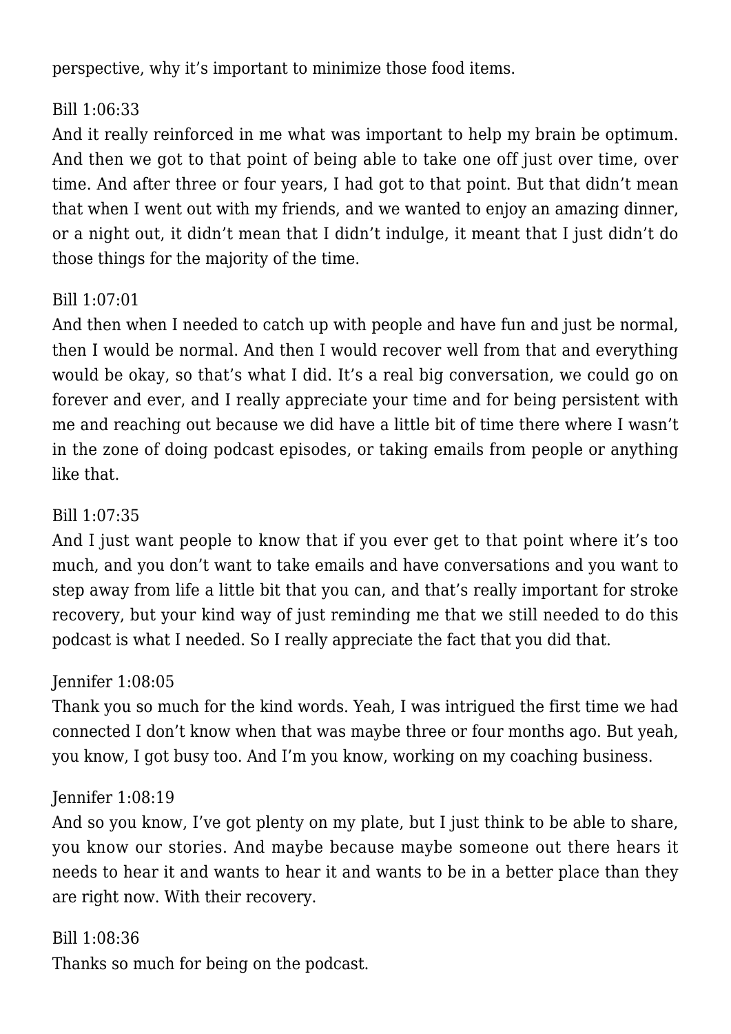perspective, why it's important to minimize those food items.

Bill 1:06:33
And it really reinforced in me what was important to help my brain be optimum. And then we got to that point of being able to take one off just over time, over time. And after three or four years, I had got to that point. But that didn't mean that when I went out with my friends, and we wanted to enjoy an amazing dinner, or a night out, it didn't mean that I didn't indulge, it meant that I just didn't do those things for the majority of the time.

Bill 1:07:01
And then when I needed to catch up with people and have fun and just be normal, then I would be normal. And then I would recover well from that and everything would be okay, so that's what I did. It's a real big conversation, we could go on forever and ever, and I really appreciate your time and for being persistent with me and reaching out because we did have a little bit of time there where I wasn't in the zone of doing podcast episodes, or taking emails from people or anything like that.

Bill 1:07:35
And I just want people to know that if you ever get to that point where it's too much, and you don't want to take emails and have conversations and you want to step away from life a little bit that you can, and that's really important for stroke recovery, but your kind way of just reminding me that we still needed to do this podcast is what I needed. So I really appreciate the fact that you did that.

Jennifer 1:08:05
Thank you so much for the kind words. Yeah, I was intrigued the first time we had connected I don't know when that was maybe three or four months ago. But yeah, you know, I got busy too. And I'm you know, working on my coaching business.

Jennifer 1:08:19
And so you know, I've got plenty on my plate, but I just think to be able to share, you know our stories. And maybe because maybe someone out there hears it needs to hear it and wants to hear it and wants to be in a better place than they are right now. With their recovery.

Bill 1:08:36
Thanks so much for being on the podcast.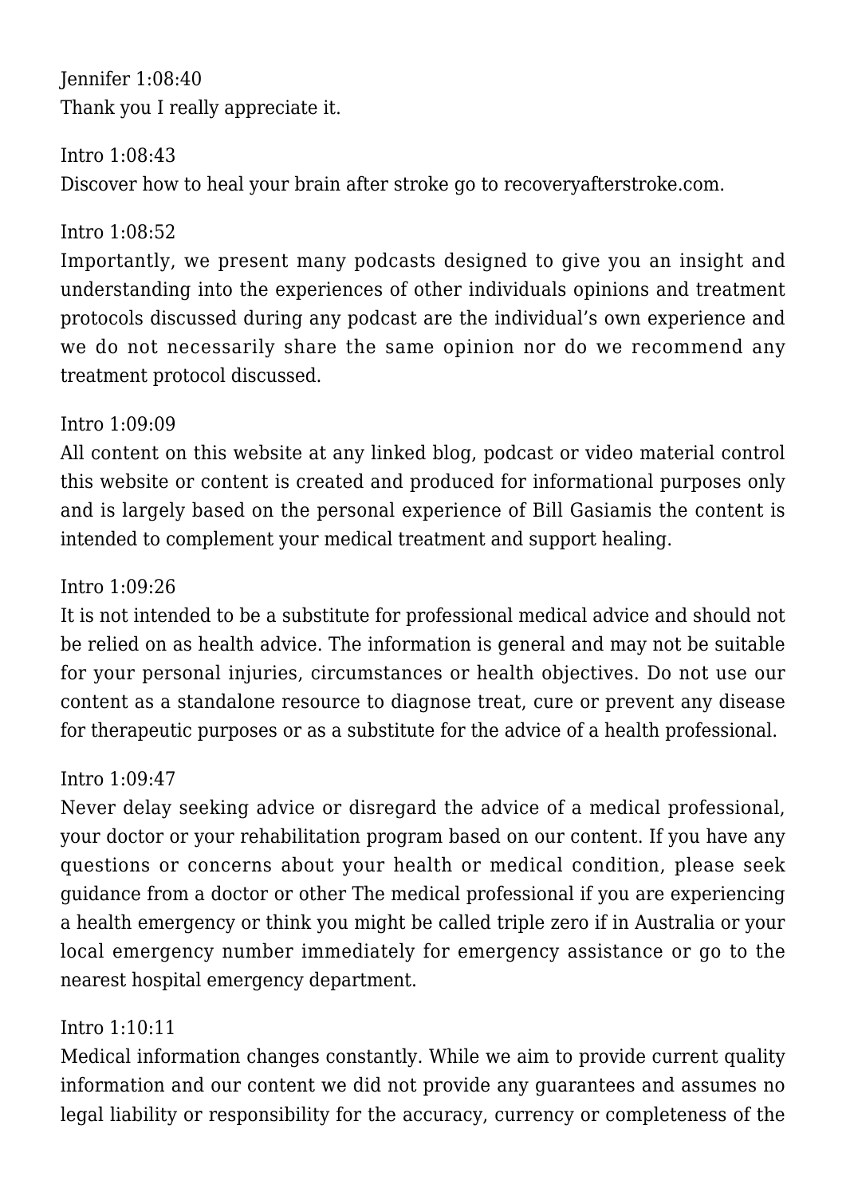Jennifer 1:08:40
Thank you I really appreciate it.

Intro 1:08:43
Discover how to heal your brain after stroke go to recoveryafterstroke.com.

Intro 1:08:52
Importantly, we present many podcasts designed to give you an insight and understanding into the experiences of other individuals opinions and treatment protocols discussed during any podcast are the individual's own experience and we do not necessarily share the same opinion nor do we recommend any treatment protocol discussed.

Intro 1:09:09
All content on this website at any linked blog, podcast or video material control this website or content is created and produced for informational purposes only and is largely based on the personal experience of Bill Gasiamis the content is intended to complement your medical treatment and support healing.

Intro 1:09:26
It is not intended to be a substitute for professional medical advice and should not be relied on as health advice. The information is general and may not be suitable for your personal injuries, circumstances or health objectives. Do not use our content as a standalone resource to diagnose treat, cure or prevent any disease for therapeutic purposes or as a substitute for the advice of a health professional.

Intro 1:09:47
Never delay seeking advice or disregard the advice of a medical professional, your doctor or your rehabilitation program based on our content. If you have any questions or concerns about your health or medical condition, please seek guidance from a doctor or other The medical professional if you are experiencing a health emergency or think you might be called triple zero if in Australia or your local emergency number immediately for emergency assistance or go to the nearest hospital emergency department.

Intro 1:10:11
Medical information changes constantly. While we aim to provide current quality information and our content we did not provide any guarantees and assumes no legal liability or responsibility for the accuracy, currency or completeness of the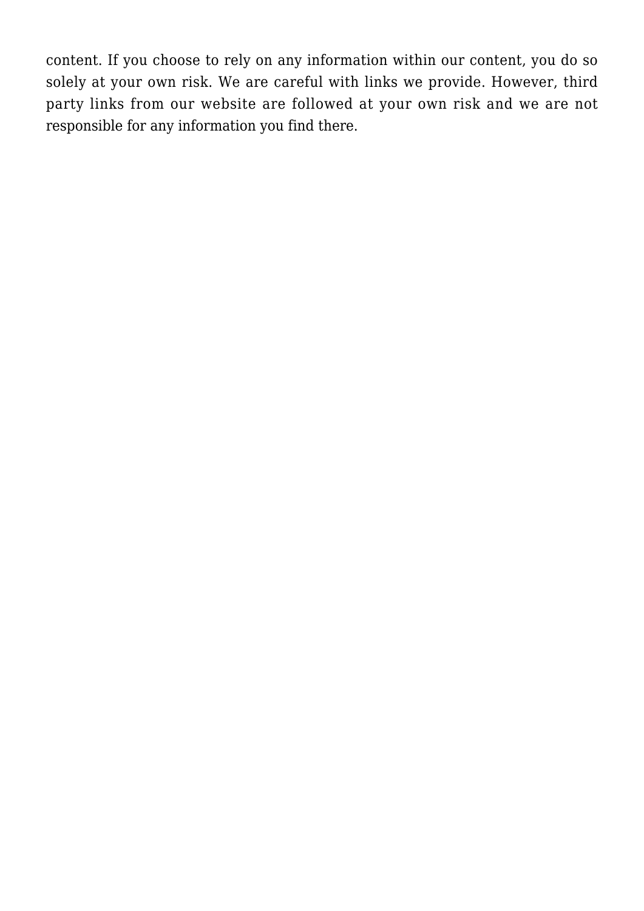content. If you choose to rely on any information within our content, you do so solely at your own risk. We are careful with links we provide. However, third party links from our website are followed at your own risk and we are not responsible for any information you find there.